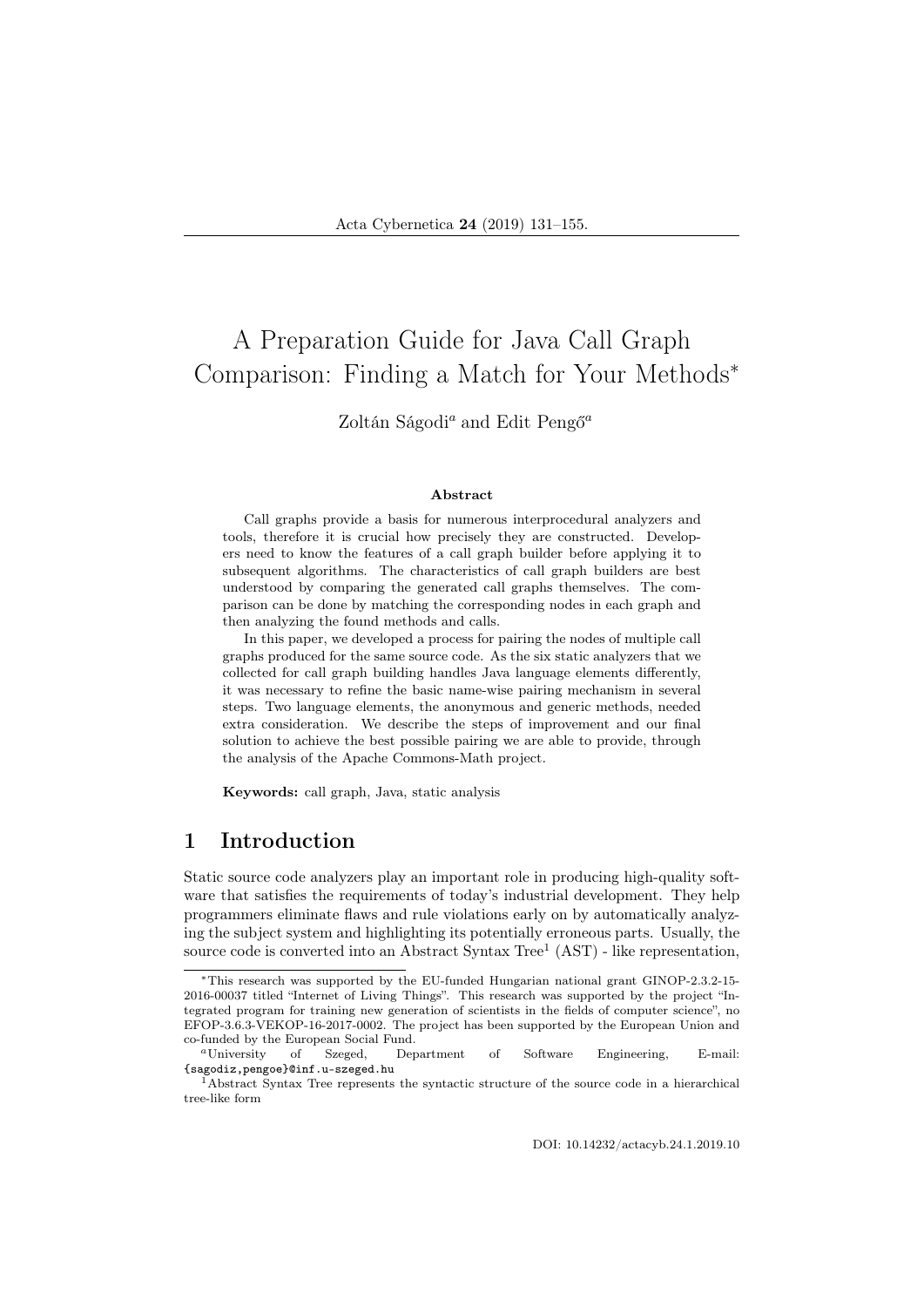# A Preparation Guide for Java Call Graph Comparison: Finding a Match for Your Methods*

Zoltán Ságodi[a] and Edit Pengő[a]

### Abstract

Call graphs provide a basis for numerous interprocedural analyzers and tools, therefore it is crucial how precisely they are constructed. Developers need to know the features of a call graph builder before applying it to subsequent algorithms. The characteristics of call graph builders are best understood by comparing the generated call graphs themselves. The comparison can be done by matching the corresponding nodes in each graph and then analyzing the found methods and calls.

In this paper, we developed a process for pairing the nodes of multiple call graphs produced for the same source code. As the six static analyzers that we collected for call graph building handles Java language elements differently, it was necessary to refine the basic name-wise pairing mechanism in several steps. Two language elements, the anonymous and generic methods, needed extra consideration. We describe the steps of improvement and our final solution to achieve the best possible pairing we are able to provide, through the analysis of the Apache Commons-Math project.

**Keywords:** call graph, Java, static analysis

## 1 Introduction

Static source code analyzers play an important role in producing high-quality software that satisfies the requirements of today's industrial development. They help programmers eliminate flaws and rule violations early on by automatically analyzing the subject system and highlighting its potentially erroneous parts. Usually, the source code is converted into an Abstract Syntax Tree[1] (AST) - like representation,

---

*This research was supported by the EU-funded Hungarian national grant GINOP-2.3.2-15-2016-00037 titled "Internet of Living Things". This research was supported by the project "Integrated program for training new generation of scientists in the fields of computer science", no EFOP-3.6.3-VEKOP-16-2017-0002. The project has been supported by the European Union and co-funded by the European Social Fund.

[a]University of Szeged, Department of Software Engineering, E-mail: {sagodiz,pengoe}@inf.u-szeged.hu

[1]Abstract Syntax Tree represents the syntactic structure of the source code in a hierarchical tree-like form

DOI: 10.14232/actacyb.24.1.2019.10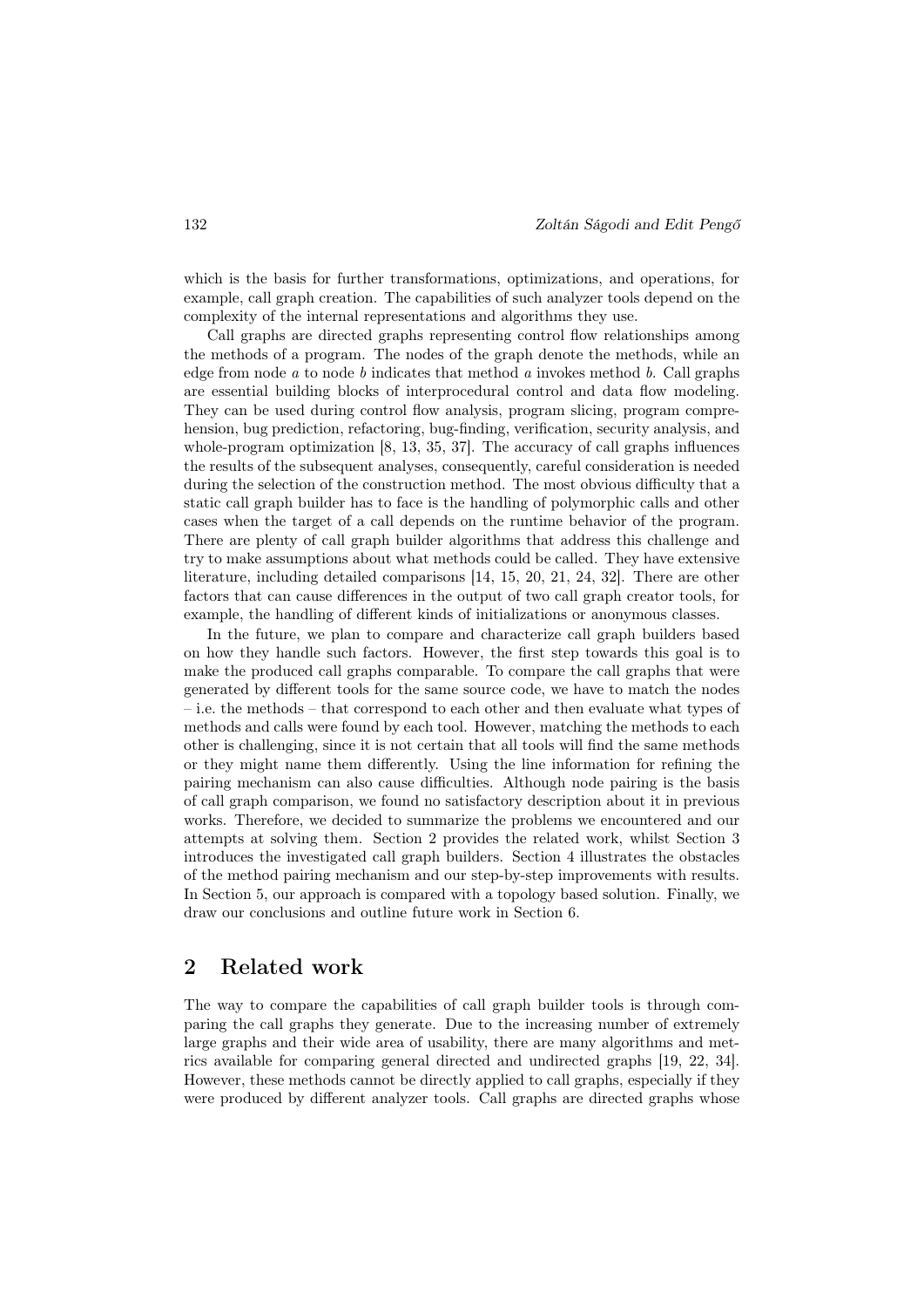which is the basis for further transformations, optimizations, and operations, for example, call graph creation. The capabilities of such analyzer tools depend on the complexity of the internal representations and algorithms they use.

Call graphs are directed graphs representing control flow relationships among the methods of a program. The nodes of the graph denote the methods, while an edge from node $a$ to node $b$ indicates that method $a$ invokes method $b$. Call graphs are essential building blocks of interprocedural control and data flow modeling. They can be used during control flow analysis, program slicing, program comprehension, bug prediction, refactoring, bug-finding, verification, security analysis, and whole-program optimization [8, 13, 35, 37]. The accuracy of call graphs influences the results of the subsequent analyses, consequently, careful consideration is needed during the selection of the construction method. The most obvious difficulty that a static call graph builder has to face is the handling of polymorphic calls and other cases when the target of a call depends on the runtime behavior of the program. There are plenty of call graph builder algorithms that address this challenge and try to make assumptions about what methods could be called. They have extensive literature, including detailed comparisons [14, 15, 20, 21, 24, 32]. There are other factors that can cause differences in the output of two call graph creator tools, for example, the handling of different kinds of initializations or anonymous classes.

In the future, we plan to compare and characterize call graph builders based on how they handle such factors. However, the first step towards this goal is to make the produced call graphs comparable. To compare the call graphs that were generated by different tools for the same source code, we have to match the nodes – i.e. the methods – that correspond to each other and then evaluate what types of methods and calls were found by each tool. However, matching the methods to each other is challenging, since it is not certain that all tools will find the same methods or they might name them differently. Using the line information for refining the pairing mechanism can also cause difficulties. Although node pairing is the basis of call graph comparison, we found no satisfactory description about it in previous works. Therefore, we decided to summarize the problems we encountered and our attempts at solving them. Section 2 provides the related work, whilst Section 3 introduces the investigated call graph builders. Section 4 illustrates the obstacles of the method pairing mechanism and our step-by-step improvements with results. In Section 5, our approach is compared with a topology based solution. Finally, we draw our conclusions and outline future work in Section 6.

## 2 Related work

The way to compare the capabilities of call graph builder tools is through comparing the call graphs they generate. Due to the increasing number of extremely large graphs and their wide area of usability, there are many algorithms and metrics available for comparing general directed and undirected graphs [19, 22, 34]. However, these methods cannot be directly applied to call graphs, especially if they were produced by different analyzer tools. Call graphs are directed graphs whose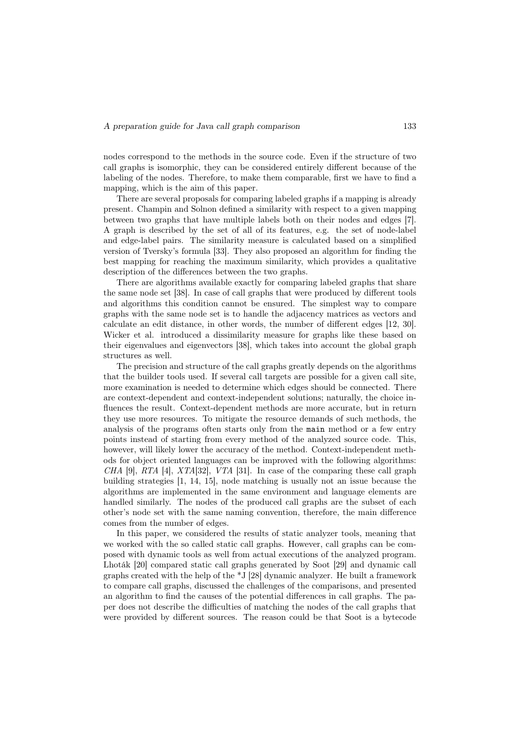nodes correspond to the methods in the source code. Even if the structure of two call graphs is isomorphic, they can be considered entirely different because of the labeling of the nodes. Therefore, to make them comparable, first we have to find a mapping, which is the aim of this paper.

There are several proposals for comparing labeled graphs if a mapping is already present. Champin and Solnon defined a similarity with respect to a given mapping between two graphs that have multiple labels both on their nodes and edges [7]. A graph is described by the set of all of its features, e.g. the set of node-label and edge-label pairs. The similarity measure is calculated based on a simplified version of Tversky's formula [33]. They also proposed an algorithm for finding the best mapping for reaching the maximum similarity, which provides a qualitative description of the differences between the two graphs.

There are algorithms available exactly for comparing labeled graphs that share the same node set [38]. In case of call graphs that were produced by different tools and algorithms this condition cannot be ensured. The simplest way to compare graphs with the same node set is to handle the adjacency matrices as vectors and calculate an edit distance, in other words, the number of different edges [12, 30]. Wicker et al. introduced a dissimilarity measure for graphs like these based on their eigenvalues and eigenvectors [38], which takes into account the global graph structures as well.

The precision and structure of the call graphs greatly depends on the algorithms that the builder tools used. If several call targets are possible for a given call site, more examination is needed to determine which edges should be connected. There are context-dependent and context-independent solutions; naturally, the choice influences the result. Context-dependent methods are more accurate, but in return they use more resources. To mitigate the resource demands of such methods, the analysis of the programs often starts only from the `main` method or a few entry points instead of starting from every method of the analyzed source code. This, however, will likely lower the accuracy of the method. Context-independent methods for object oriented languages can be improved with the following algorithms: *CHA* [9], *RTA* [4], *XTA*[32], *VTA* [31]. In case of the comparing these call graph building strategies [1, 14, 15], node matching is usually not an issue because the algorithms are implemented in the same environment and language elements are handled similarly. The nodes of the produced call graphs are the subset of each other's node set with the same naming convention, therefore, the main difference comes from the number of edges.

In this paper, we considered the results of static analyzer tools, meaning that we worked with the so called static call graphs. However, call graphs can be composed with dynamic tools as well from actual executions of the analyzed program. Lhoták [20] compared static call graphs generated by Soot [29] and dynamic call graphs created with the help of the *J [28] dynamic analyzer. He built a framework to compare call graphs, discussed the challenges of the comparisons, and presented an algorithm to find the causes of the potential differences in call graphs. The paper does not describe the difficulties of matching the nodes of the call graphs that were provided by different sources. The reason could be that Soot is a bytecode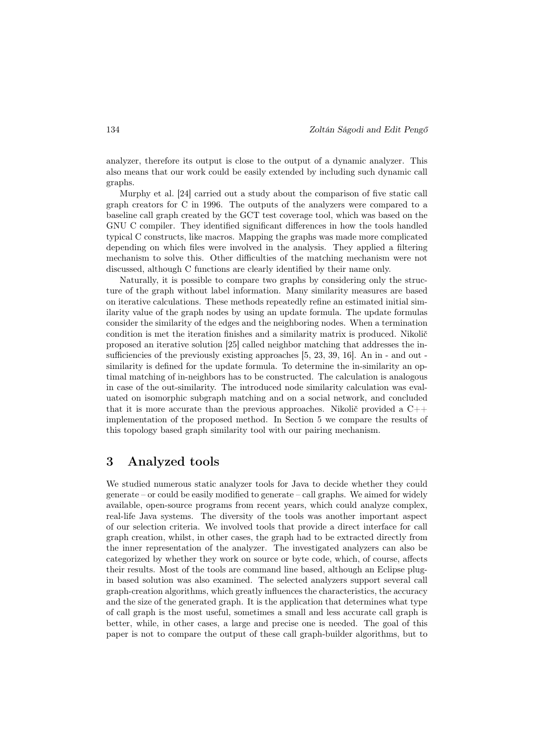analyzer, therefore its output is close to the output of a dynamic analyzer. This also means that our work could be easily extended by including such dynamic call graphs.

Murphy et al. [24] carried out a study about the comparison of five static call graph creators for C in 1996. The outputs of the analyzers were compared to a baseline call graph created by the GCT test coverage tool, which was based on the GNU C compiler. They identified significant differences in how the tools handled typical C constructs, like macros. Mapping the graphs was made more complicated depending on which files were involved in the analysis. They applied a filtering mechanism to solve this. Other difficulties of the matching mechanism were not discussed, although C functions are clearly identified by their name only.

Naturally, it is possible to compare two graphs by considering only the structure of the graph without label information. Many similarity measures are based on iterative calculations. These methods repeatedly refine an estimated initial similarity value of the graph nodes by using an update formula. The update formulas consider the similarity of the edges and the neighboring nodes. When a termination condition is met the iteration finishes and a similarity matrix is produced. Nikolič proposed an iterative solution [25] called neighbor matching that addresses the insufficiencies of the previously existing approaches [5, 23, 39, 16]. An in - and out - similarity is defined for the update formula. To determine the in-similarity an optimal matching of in-neighbors has to be constructed. The calculation is analogous in case of the out-similarity. The introduced node similarity calculation was evaluated on isomorphic subgraph matching and on a social network, and concluded that it is more accurate than the previous approaches. Nikolič provided a C++ implementation of the proposed method. In Section 5 we compare the results of this topology based graph similarity tool with our pairing mechanism.

# 3 Analyzed tools

We studied numerous static analyzer tools for Java to decide whether they could generate – or could be easily modified to generate – call graphs. We aimed for widely available, open-source programs from recent years, which could analyze complex, real-life Java systems. The diversity of the tools was another important aspect of our selection criteria. We involved tools that provide a direct interface for call graph creation, whilst, in other cases, the graph had to be extracted directly from the inner representation of the analyzer. The investigated analyzers can also be categorized by whether they work on source or byte code, which, of course, affects their results. Most of the tools are command line based, although an Eclipse plugin based solution was also examined. The selected analyzers support several call graph-creation algorithms, which greatly influences the characteristics, the accuracy and the size of the generated graph. It is the application that determines what type of call graph is the most useful, sometimes a small and less accurate call graph is better, while, in other cases, a large and precise one is needed. The goal of this paper is not to compare the output of these call graph-builder algorithms, but to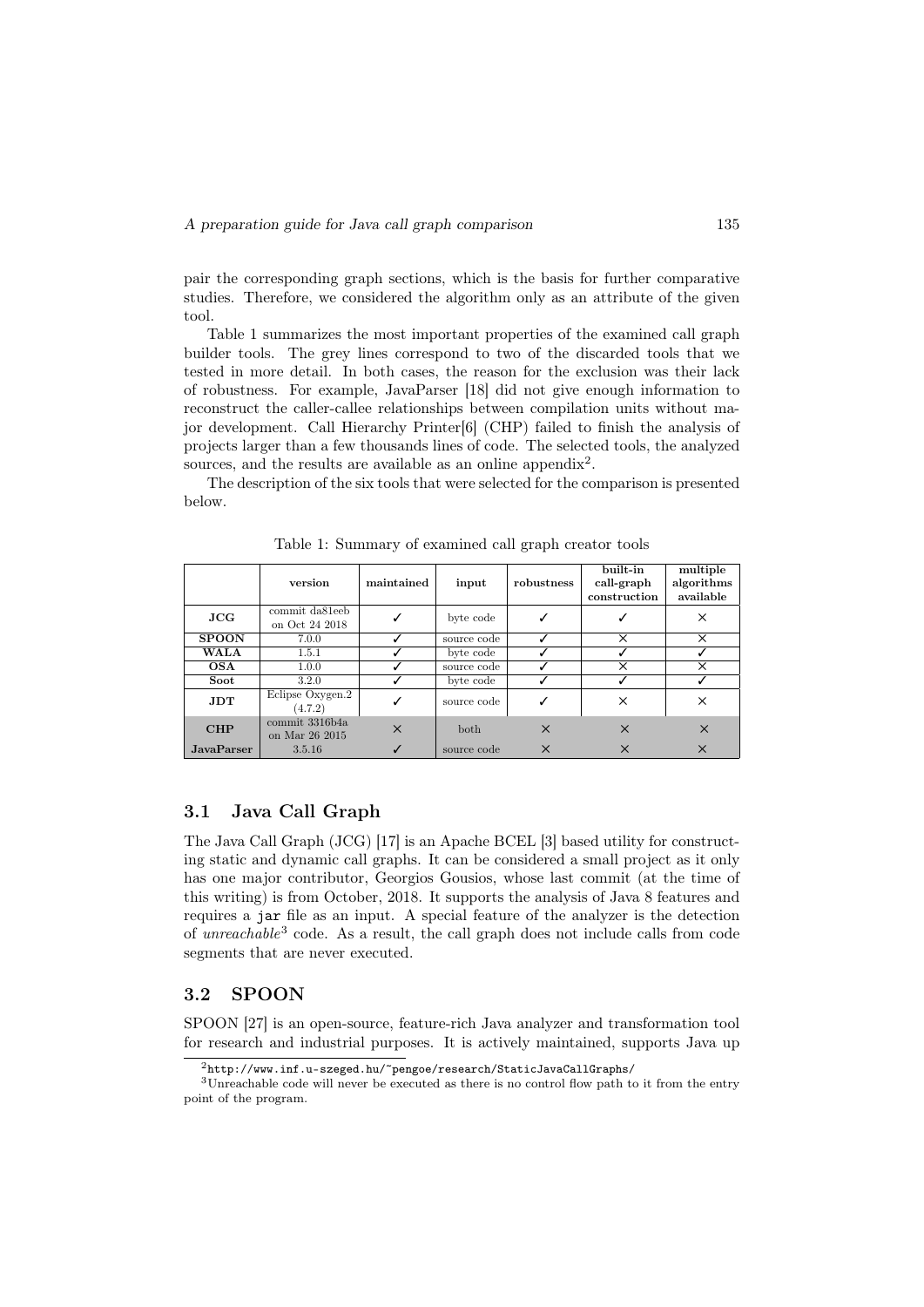pair the corresponding graph sections, which is the basis for further comparative studies. Therefore, we considered the algorithm only as an attribute of the given tool.

Table 1 summarizes the most important properties of the examined call graph builder tools. The grey lines correspond to two of the discarded tools that we tested in more detail. In both cases, the reason for the exclusion was their lack of robustness. For example, JavaParser [18] did not give enough information to reconstruct the caller-callee relationships between compilation units without major development. Call Hierarchy Printer[6] (CHP) failed to finish the analysis of projects larger than a few thousands lines of code. The selected tools, the analyzed sources, and the results are available as an online appendix[2].

The description of the six tools that were selected for the comparison is presented below.

Table 1: Summary of examined call graph creator tools

| | version | maintained | input | robustness | built-in call-graph construction | multiple algorithms available |
|---|---|---|---|---|---|---|
| **JCG** | commit da81eeb on Oct 24 2018 | ✓ | byte code | ✓ | ✓ | × |
| **SPOON** | 7.0.0 | ✓ | source code | ✓ | × | × |
| **WALA** | 1.5.1 | ✓ | byte code | ✓ | ✓ | ✓ |
| **OSA** | 1.0.0 | ✓ | source code | ✓ | × | × |
| **Soot** | 3.2.0 | ✓ | byte code | ✓ | ✓ | ✓ |
| **JDT** | Eclipse Oxygen.2 (4.7.2) | ✓ | source code | ✓ | × | × |
| **CHP** | commit 3316b4a on Mar 26 2015 | × | both | × | × | × |
| **JavaParser** | 3.5.16 | ✓ | source code | × | × | × |

## 3.1 Java Call Graph

The Java Call Graph (JCG) [17] is an Apache BCEL [3] based utility for constructing static and dynamic call graphs. It can be considered a small project as it only has one major contributor, Georgios Gousios, whose last commit (at the time of this writing) is from October, 2018. It supports the analysis of Java 8 features and requires a `jar` file as an input. A special feature of the analyzer is the detection of *unreachable*[3] code. As a result, the call graph does not include calls from code segments that are never executed.

## 3.2 SPOON

SPOON [27] is an open-source, feature-rich Java analyzer and transformation tool for research and industrial purposes. It is actively maintained, supports Java up

[2] `http://www.inf.u-szeged.hu/~pengoe/research/StaticJavaCallGraphs/`

[3] Unreachable code will never be executed as there is no control flow path to it from the entry point of the program.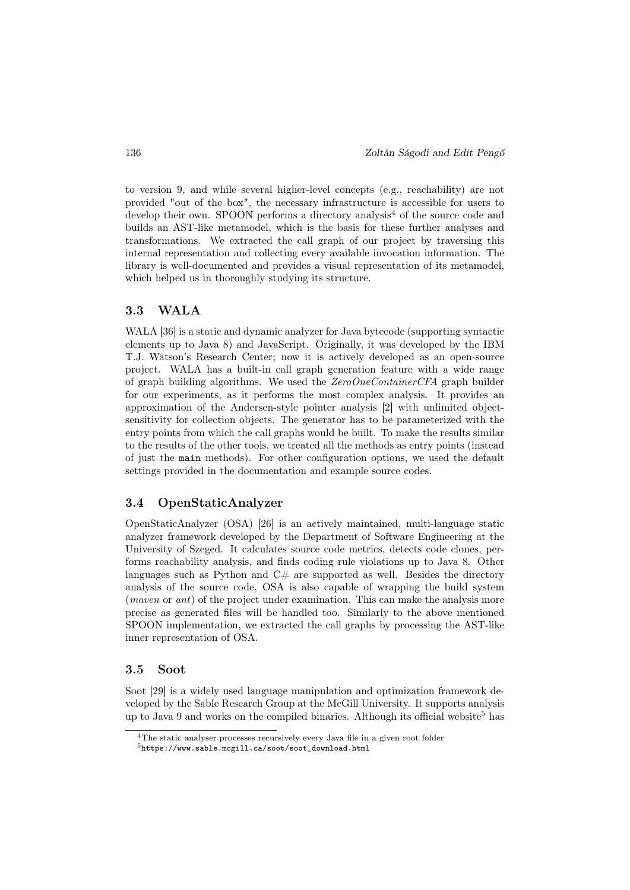to version 9, and while several higher-level concepts (e.g., reachability) are not provided "out of the box", the necessary infrastructure is accessible for users to develop their own. SPOON performs a directory analysis[4] of the source code and builds an AST-like metamodel, which is the basis for these further analyses and transformations. We extracted the call graph of our project by traversing this internal representation and collecting every available invocation information. The library is well-documented and provides a visual representation of its metamodel, which helped us in thoroughly studying its structure.

### 3.3 WALA

WALA [36] is a static and dynamic analyzer for Java bytecode (supporting syntactic elements up to Java 8) and JavaScript. Originally, it was developed by the IBM T.J. Watson's Research Center; now it is actively developed as an open-source project. WALA has a built-in call graph generation feature with a wide range of graph building algorithms. We used the *ZeroOneContainerCFA* graph builder for our experiments, as it performs the most complex analysis. It provides an approximation of the Andersen-style pointer analysis [2] with unlimited object-sensitivity for collection objects. The generator has to be parameterized with the entry points from which the call graphs would be built. To make the results similar to the results of the other tools, we treated all the methods as entry points (instead of just the `main` methods). For other configuration options, we used the default settings provided in the documentation and example source codes.

### 3.4 OpenStaticAnalyzer

OpenStaticAnalyzer (OSA) [26] is an actively maintained, multi-language static analyzer framework developed by the Department of Software Engineering at the University of Szeged. It calculates source code metrics, detects code clones, performs reachability analysis, and finds coding rule violations up to Java 8. Other languages such as Python and C# are supported as well. Besides the directory analysis of the source code, OSA is also capable of wrapping the build system (*maven* or *ant*) of the project under examination. This can make the analysis more precise as generated files will be handled too. Similarly to the above mentioned SPOON implementation, we extracted the call graphs by processing the AST-like inner representation of OSA.

### 3.5 Soot

Soot [29] is a widely used language manipulation and optimization framework developed by the Sable Research Group at the McGill University. It supports analysis up to Java 9 and works on the compiled binaries. Although its official website[5] has

[4] The static analyser processes recursively every Java file in a given root folder

[5] `https://www.sable.mcgill.ca/soot/soot_download.html`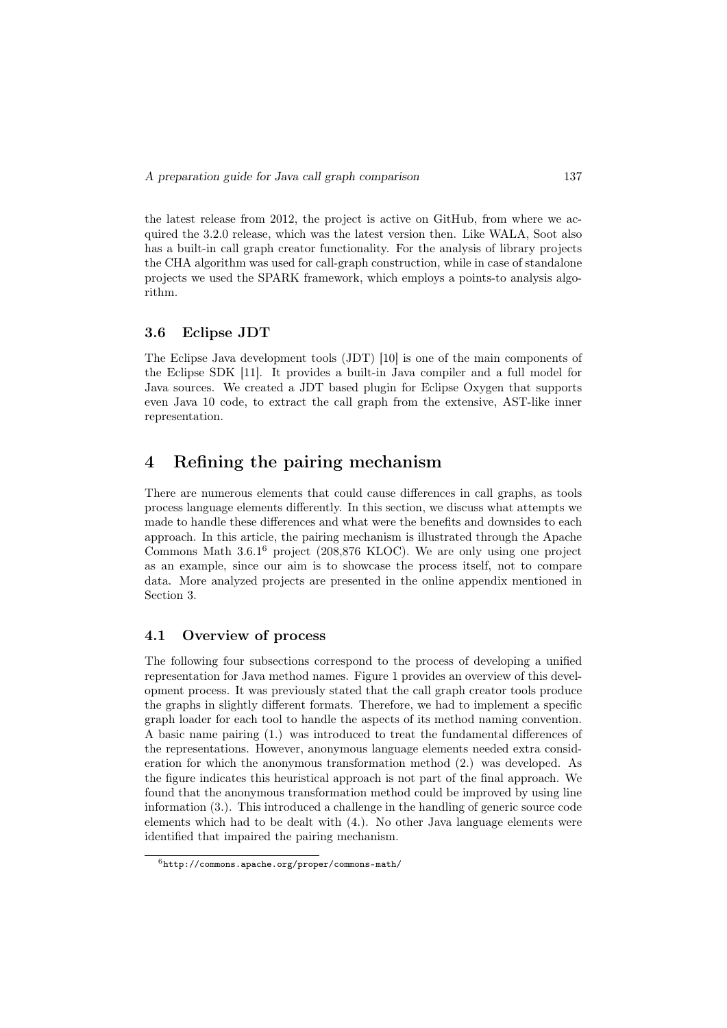the latest release from 2012, the project is active on GitHub, from where we acquired the 3.2.0 release, which was the latest version then. Like WALA, Soot also has a built-in call graph creator functionality. For the analysis of library projects the CHA algorithm was used for call-graph construction, while in case of standalone projects we used the SPARK framework, which employs a points-to analysis algorithm.

### 3.6 Eclipse JDT

The Eclipse Java development tools (JDT) [10] is one of the main components of the Eclipse SDK [11]. It provides a built-in Java compiler and a full model for Java sources. We created a JDT based plugin for Eclipse Oxygen that supports even Java 10 code, to extract the call graph from the extensive, AST-like inner representation.

## 4 Refining the pairing mechanism

There are numerous elements that could cause differences in call graphs, as tools process language elements differently. In this section, we discuss what attempts we made to handle these differences and what were the benefits and downsides to each approach. In this article, the pairing mechanism is illustrated through the Apache Commons Math 3.6.1[6] project (208,876 KLOC). We are only using one project as an example, since our aim is to showcase the process itself, not to compare data. More analyzed projects are presented in the online appendix mentioned in Section 3.

### 4.1 Overview of process

The following four subsections correspond to the process of developing a unified representation for Java method names. Figure 1 provides an overview of this development process. It was previously stated that the call graph creator tools produce the graphs in slightly different formats. Therefore, we had to implement a specific graph loader for each tool to handle the aspects of its method naming convention. A basic name pairing (1.) was introduced to treat the fundamental differences of the representations. However, anonymous language elements needed extra consideration for which the anonymous transformation method (2.) was developed. As the figure indicates this heuristical approach is not part of the final approach. We found that the anonymous transformation method could be improved by using line information (3.). This introduced a challenge in the handling of generic source code elements which had to be dealt with (4.). No other Java language elements were identified that impaired the pairing mechanism.

[6] http://commons.apache.org/proper/commons-math/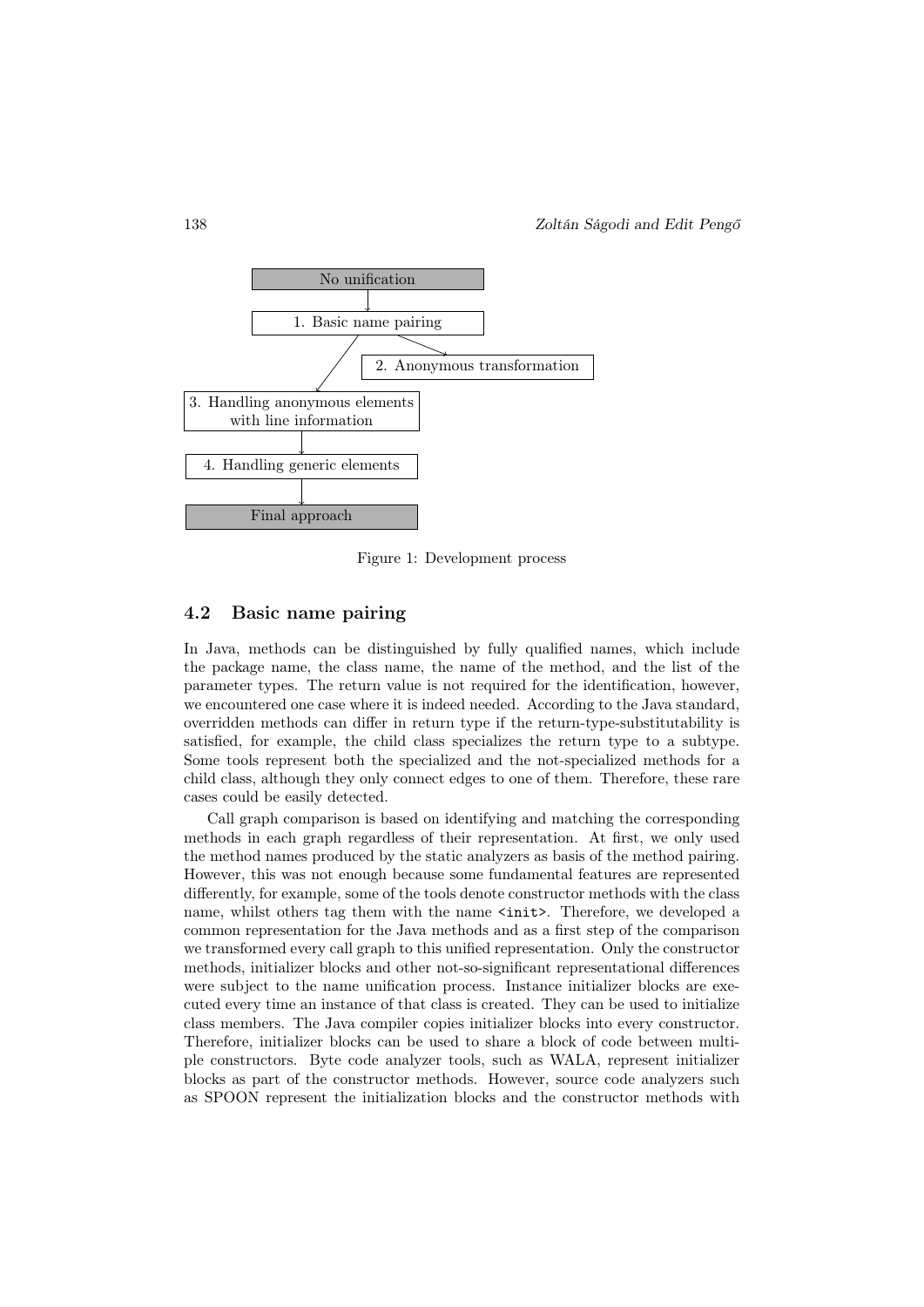No unification

1. Basic name pairing

2. Anonymous transformation

3. Handling anonymous elements with line information

4. Handling generic elements

Final approach

Figure 1: Development process

## 4.2 Basic name pairing

In Java, methods can be distinguished by fully qualified names, which include the package name, the class name, the name of the method, and the list of the parameter types. The return value is not required for the identification, however, we encountered one case where it is indeed needed. According to the Java standard, overridden methods can differ in return type if the return-type-substitutability is satisfied, for example, the child class specializes the return type to a subtype. Some tools represent both the specialized and the not-specialized methods for a child class, although they only connect edges to one of them. Therefore, these rare cases could be easily detected.

Call graph comparison is based on identifying and matching the corresponding methods in each graph regardless of their representation. At first, we only used the method names produced by the static analyzers as basis of the method pairing. However, this was not enough because some fundamental features are represented differently, for example, some of the tools denote constructor methods with the class name, whilst others tag them with the name `<init>`. Therefore, we developed a common representation for the Java methods and as a first step of the comparison we transformed every call graph to this unified representation. Only the constructor methods, initializer blocks and other not-so-significant representational differences were subject to the name unification process. Instance initializer blocks are executed every time an instance of that class is created. They can be used to initialize class members. The Java compiler copies initializer blocks into every constructor. Therefore, initializer blocks can be used to share a block of code between multiple constructors. Byte code analyzer tools, such as WALA, represent initializer blocks as part of the constructor methods. However, source code analyzers such as SPOON represent the initialization blocks and the constructor methods with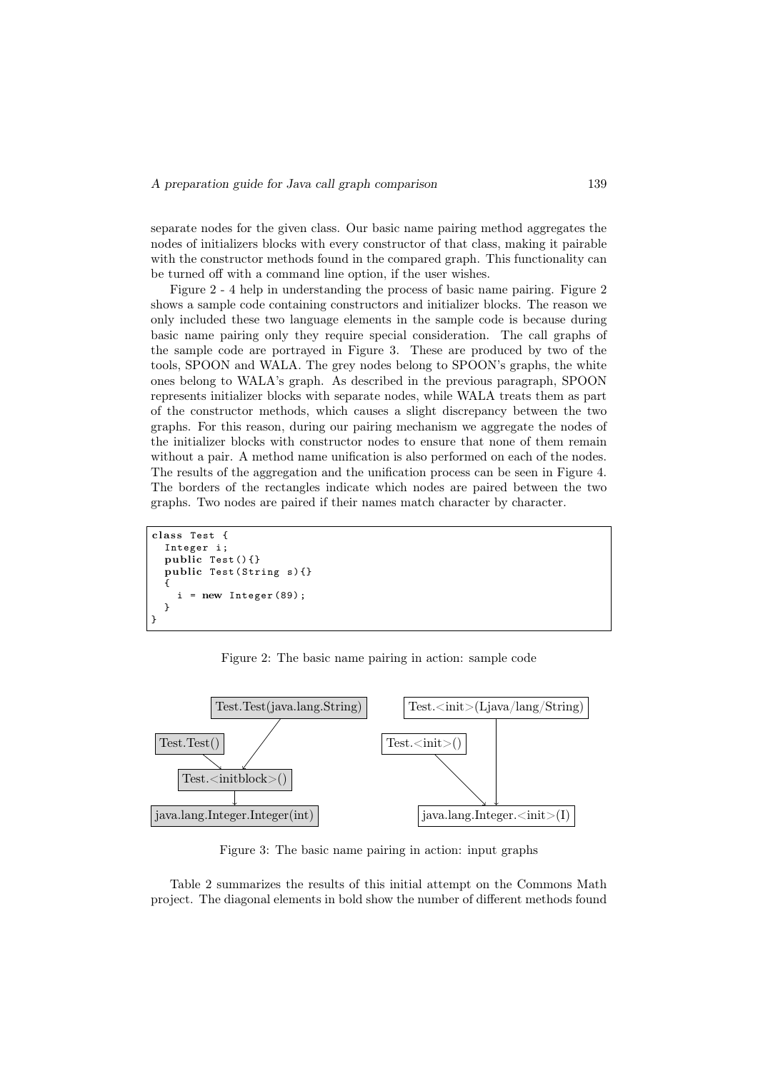separate nodes for the given class. Our basic name pairing method aggregates the nodes of initializers blocks with every constructor of that class, making it pairable with the constructor methods found in the compared graph. This functionality can be turned off with a command line option, if the user wishes.

Figure 2 - 4 help in understanding the process of basic name pairing. Figure 2 shows a sample code containing constructors and initializer blocks. The reason we only included these two language elements in the sample code is because during basic name pairing only they require special consideration. The call graphs of the sample code are portrayed in Figure 3. These are produced by two of the tools, SPOON and WALA. The grey nodes belong to SPOON's graphs, the white ones belong to WALA's graph. As described in the previous paragraph, SPOON represents initializer blocks with separate nodes, while WALA treats them as part of the constructor methods, which causes a slight discrepancy between the two graphs. For this reason, during our pairing mechanism we aggregate the nodes of the initializer blocks with constructor nodes to ensure that none of them remain without a pair. A method name unification is also performed on each of the nodes. The results of the aggregation and the unification process can be seen in Figure 4. The borders of the rectangles indicate which nodes are paired between the two graphs. Two nodes are paired if their names match character by character.

```
class Test {
  Integer i;
  public Test(){}
  public Test(String s){}
  {
    i = new Integer(89);
  }
}
```

Figure 2: The basic name pairing in action: sample code

Test.Test(java.lang.String)

Test.Test()

Test.<initblock>()

java.lang.Integer.Integer(int)

Test.<init>(Ljava/lang/String)

Test.<init>()

java.lang.Integer.<init>(I)

Figure 3: The basic name pairing in action: input graphs

Table 2 summarizes the results of this initial attempt on the Commons Math project. The diagonal elements in bold show the number of different methods found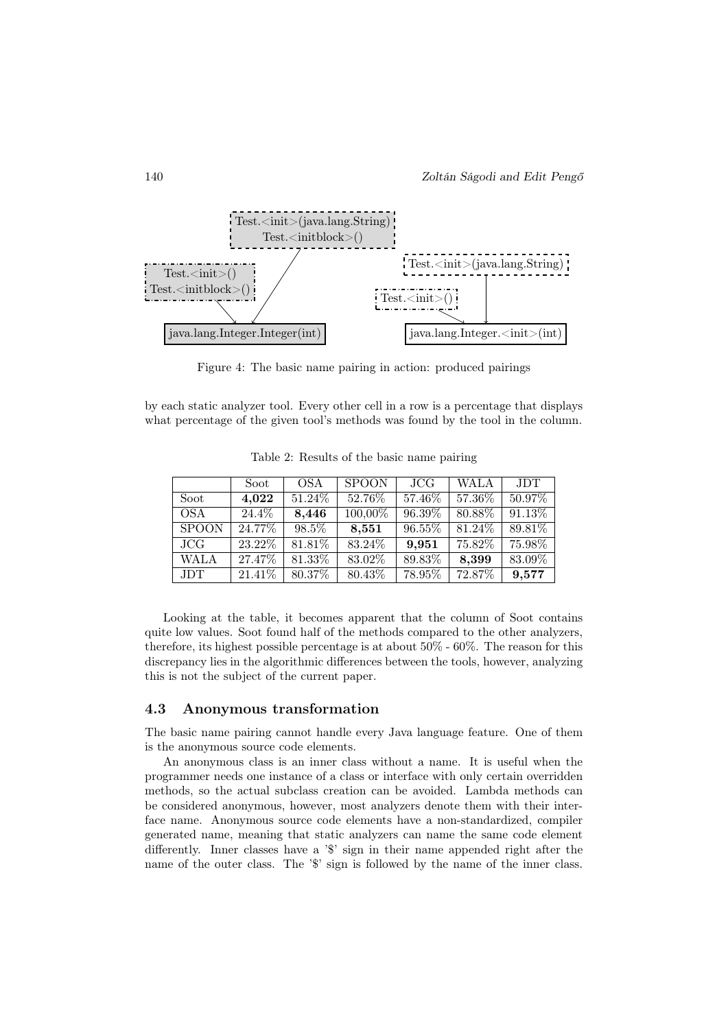Test.<init>(java.lang.String)
Test.<initblock>()

Test.<init>()
Test.<initblock>()

java.lang.Integer.Integer(int)

Test.<init>(java.lang.String)

Test.<init>()

java.lang.Integer.<init>(int)

Figure 4: The basic name pairing in action: produced pairings

by each static analyzer tool. Every other cell in a row is a percentage that displays what percentage of the given tool's methods was found by the tool in the column.

Table 2: Results of the basic name pairing

| | Soot | OSA | SPOON | JCG | WALA | JDT |
|---|---|---|---|---|---|---|
| Soot | **4,022** | 51.24% | 52.76% | 57.46% | 57.36% | 50.97% |
| OSA | 24.4% | **8,446** | 100,00% | 96.39% | 80.88% | 91.13% |
| SPOON | 24.77% | 98.5% | **8,551** | 96.55% | 81.24% | 89.81% |
| JCG | 23.22% | 81.81% | 83.24% | **9,951** | 75.82% | 75.98% |
| WALA | 27.47% | 81.33% | 83.02% | 89.83% | **8,399** | 83.09% |
| JDT | 21.41% | 80.37% | 80.43% | 78.95% | 72.87% | **9,577** |

Looking at the table, it becomes apparent that the column of Soot contains quite low values. Soot found half of the methods compared to the other analyzers, therefore, its highest possible percentage is at about 50% - 60%. The reason for this discrepancy lies in the algorithmic differences between the tools, however, analyzing this is not the subject of the current paper.

### 4.3 Anonymous transformation

The basic name pairing cannot handle every Java language feature. One of them is the anonymous source code elements.

An anonymous class is an inner class without a name. It is useful when the programmer needs one instance of a class or interface with only certain overridden methods, so the actual subclass creation can be avoided. Lambda methods can be considered anonymous, however, most analyzers denote them with their interface name. Anonymous source code elements have a non-standardized, compiler generated name, meaning that static analyzers can name the same code element differently. Inner classes have a '$' sign in their name appended right after the name of the outer class. The '$' sign is followed by the name of the inner class.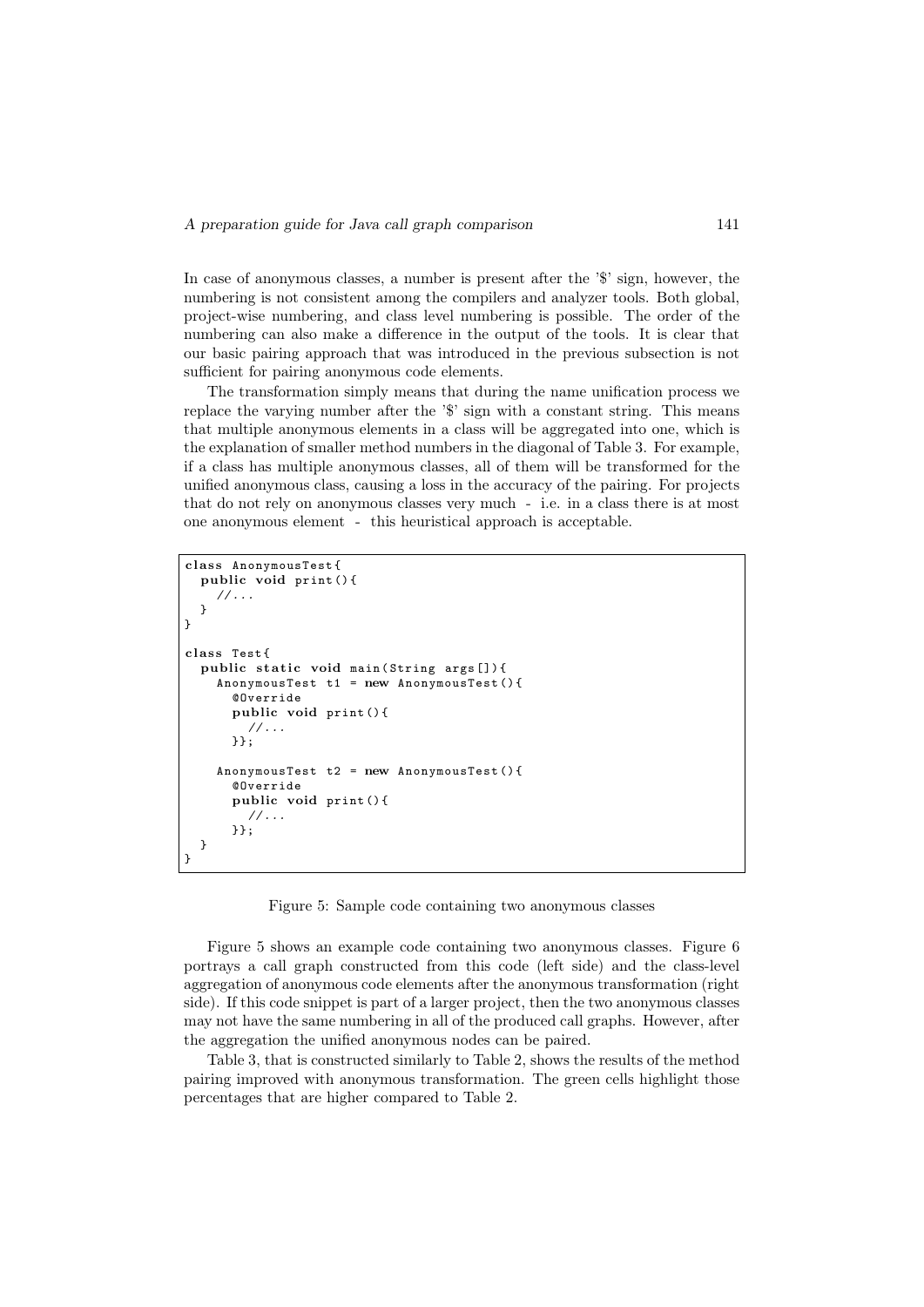In case of anonymous classes, a number is present after the '$' sign, however, the numbering is not consistent among the compilers and analyzer tools. Both global, project-wise numbering, and class level numbering is possible. The order of the numbering can also make a difference in the output of the tools. It is clear that our basic pairing approach that was introduced in the previous subsection is not sufficient for pairing anonymous code elements.

The transformation simply means that during the name unification process we replace the varying number after the '$' sign with a constant string. This means that multiple anonymous elements in a class will be aggregated into one, which is the explanation of smaller method numbers in the diagonal of Table 3. For example, if a class has multiple anonymous classes, all of them will be transformed for the unified anonymous class, causing a loss in the accuracy of the pairing. For projects that do not rely on anonymous classes very much - i.e. in a class there is at most one anonymous element - this heuristical approach is acceptable.

```
class AnonymousTest{
  public void print(){
    //...
  }
}

class Test{
  public static void main(String args[]){
    AnonymousTest t1 = new AnonymousTest(){
      @Override
      public void print(){
        //...
      }};

    AnonymousTest t2 = new AnonymousTest(){
      @Override
      public void print(){
        //...
      }};
  }
}
```

Figure 5: Sample code containing two anonymous classes

Figure 5 shows an example code containing two anonymous classes. Figure 6 portrays a call graph constructed from this code (left side) and the class-level aggregation of anonymous code elements after the anonymous transformation (right side). If this code snippet is part of a larger project, then the two anonymous classes may not have the same numbering in all of the produced call graphs. However, after the aggregation the unified anonymous nodes can be paired.

Table 3, that is constructed similarly to Table 2, shows the results of the method pairing improved with anonymous transformation. The green cells highlight those percentages that are higher compared to Table 2.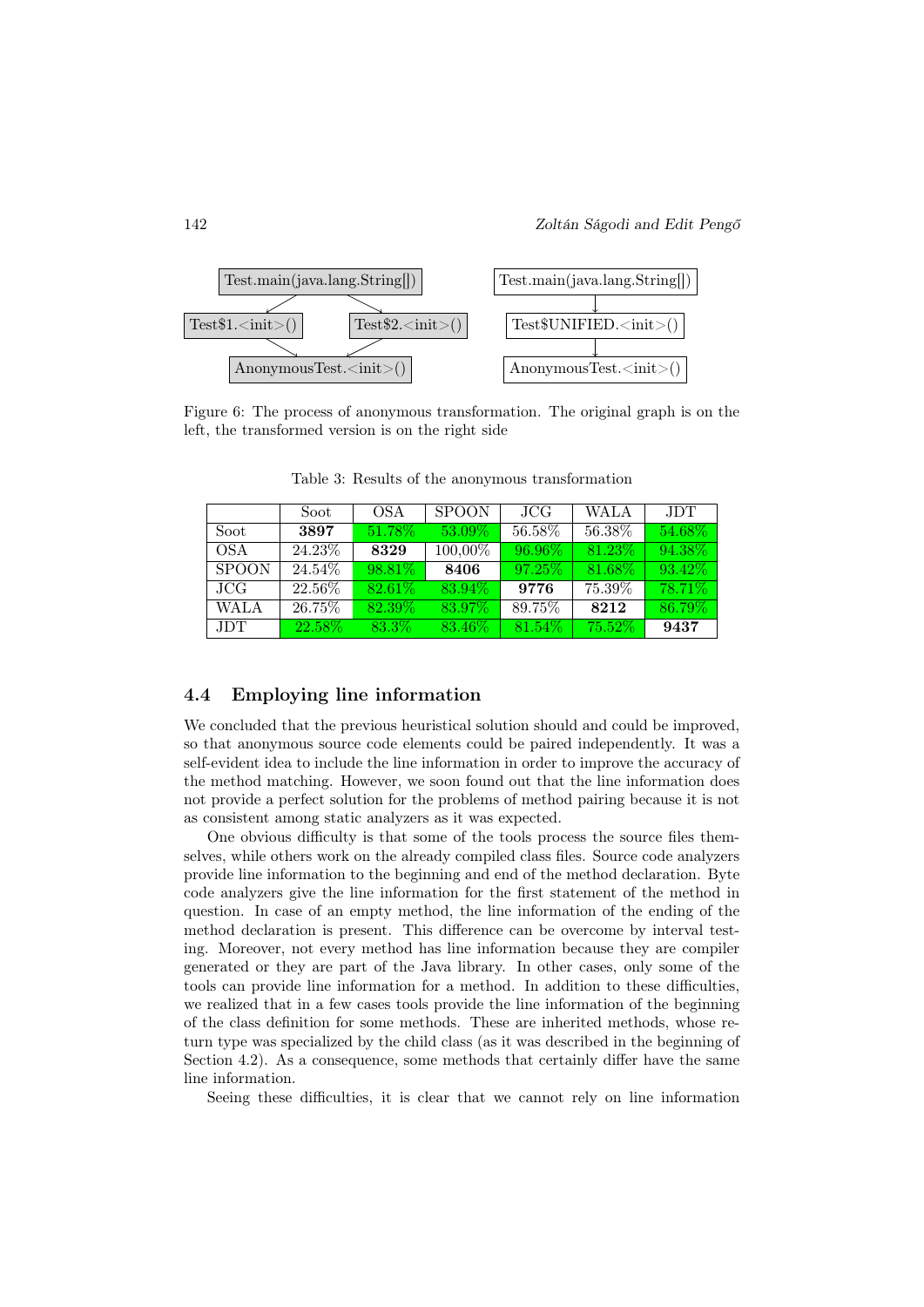Figure 6: The process of anonymous transformation. The original graph is on the left, the transformed version is on the right side

Table 3: Results of the anonymous transformation

| | Soot | OSA | SPOON | JCG | WALA | JDT |
|---|---|---|---|---|---|---|
| Soot | **3897** | 51.78% | 53.09% | 56.58% | 56.38% | 54.68% |
| OSA | 24.23% | **8329** | 100,00% | 96.96% | 81.23% | 94.38% |
| SPOON | 24.54% | 98.81% | **8406** | 97.25% | 81.68% | 93.42% |
| JCG | 22.56% | 82.61% | 83.94% | **9776** | 75.39% | 78.71% |
| WALA | 26.75% | 82.39% | 83.97% | 89.75% | **8212** | 86.79% |
| JDT | 22.58% | 83.3% | 83.46% | 81.54% | 75.52% | **9437** |

### 4.4 Employing line information

We concluded that the previous heuristical solution should and could be improved, so that anonymous source code elements could be paired independently. It was a self-evident idea to include the line information in order to improve the accuracy of the method matching. However, we soon found out that the line information does not provide a perfect solution for the problems of method pairing because it is not as consistent among static analyzers as it was expected.

One obvious difficulty is that some of the tools process the source files themselves, while others work on the already compiled class files. Source code analyzers provide line information to the beginning and end of the method declaration. Byte code analyzers give the line information for the first statement of the method in question. In case of an empty method, the line information of the ending of the method declaration is present. This difference can be overcome by interval testing. Moreover, not every method has line information because they are compiler generated or they are part of the Java library. In other cases, only some of the tools can provide line information for a method. In addition to these difficulties, we realized that in a few cases tools provide the line information of the beginning of the class definition for some methods. These are inherited methods, whose return type was specialized by the child class (as it was described in the beginning of Section 4.2). As a consequence, some methods that certainly differ have the same line information.

Seeing these difficulties, it is clear that we cannot rely on line information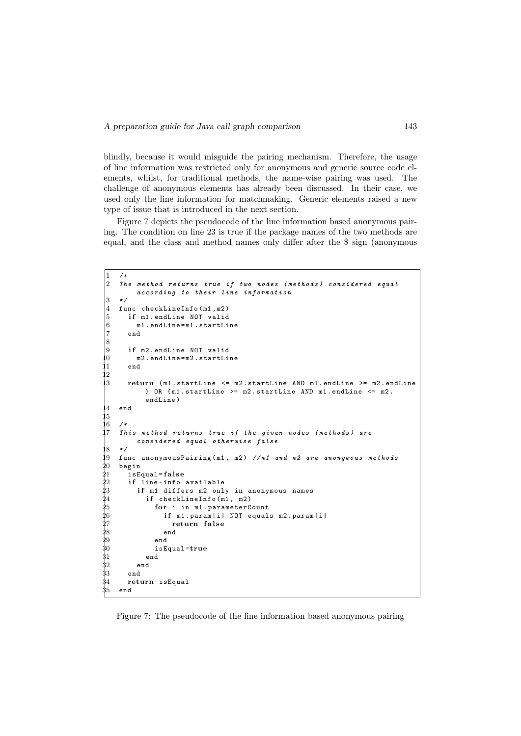blindly, because it would misguide the pairing mechanism. Therefore, the usage of line information was restricted only for anonymous and generic source code elements, whilst, for traditional methods, the name-wise pairing was used. The challenge of anonymous elements has already been discussed. In their case, we used only the line information for matchmaking. Generic elements raised a new type of issue that is introduced in the next section.

Figure 7 depicts the pseudocode of the line information based anonymous pairing. The condition on line 23 is true if the package names of the two methods are equal, and the class and method names only differ after the $ sign (anonymous

```
1  /*
2  The method returns true if two nodes (methods) considered equal
       according to their line information
3  */
4  func checkLineInfo(m1,m2)
5    if m1.endLine NOT valid
6      m1.endLine=m1.startLine
7    end
8
9    if m2.endLine NOT valid
10     m2.endLine=m2.startLine
11   end
12
13   return (m1.startLine <= m2.startLine AND m1.endLine >= m2.endLine
         ) OR (m1.startLine >= m2.startLine AND m1.endLine <= m2.
         endLine)
14 end
15
16 /*
17 This method returns true if the given nodes (methods) are
       considered equal otherwise false
18 */
19 func anonymousPairing(m1, m2) //m1 and m2 are anonymous methods
20 begin
21   isEqual=false
22   if line-info available
23     if m1 differs m2 only in anonymous names
24       if checkLineInfo(m1, m2)
25         for i in m1.parameterCount
26           if m1.param[i] NOT equals m2.param[i]
27             return false
28           end
29         end
30         isEqual=true
31       end
32     end
33   end
34   return isEqual
35 end
```

Figure 7: The pseudocode of the line information based anonymous pairing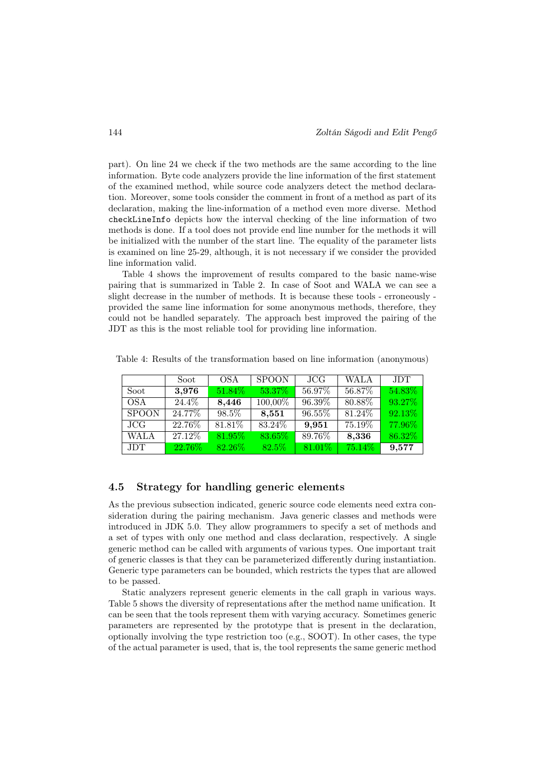part). On line 24 we check if the two methods are the same according to the line information. Byte code analyzers provide the line information of the first statement of the examined method, while source code analyzers detect the method declaration. Moreover, some tools consider the comment in front of a method as part of its declaration, making the line-information of a method even more diverse. Method `checkLineInfo` depicts how the interval checking of the line information of two methods is done. If a tool does not provide end line number for the methods it will be initialized with the number of the start line. The equality of the parameter lists is examined on line 25-29, although, it is not necessary if we consider the provided line information valid.

Table 4 shows the improvement of results compared to the basic name-wise pairing that is summarized in Table 2. In case of Soot and WALA we can see a slight decrease in the number of methods. It is because these tools - erroneously - provided the same line information for some anonymous methods, therefore, they could not be handled separately. The approach best improved the pairing of the JDT as this is the most reliable tool for providing line information.

Table 4: Results of the transformation based on line information (anonymous)

| | Soot | OSA | SPOON | JCG | WALA | JDT |
|---|---|---|---|---|---|---|
| Soot | **3,976** | 51.84% | 53.37% | 56.97% | 56.87% | 54.83% |
| OSA | 24.4% | **8,446** | 100,00% | 96.39% | 80.88% | 93.27% |
| SPOON | 24.77% | 98.5% | **8,551** | 96.55% | 81.24% | 92.13% |
| JCG | 22.76% | 81.81% | 83.24% | **9,951** | 75.19% | 77.96% |
| WALA | 27.12% | 81.95% | 83.65% | 89.76% | **8,336** | 86.32% |
| JDT | 22.76% | 82.26% | 82.5% | 81.01% | 75.14% | **9,577** |

## 4.5 Strategy for handling generic elements

As the previous subsection indicated, generic source code elements need extra consideration during the pairing mechanism. Java generic classes and methods were introduced in JDK 5.0. They allow programmers to specify a set of methods and a set of types with only one method and class declaration, respectively. A single generic method can be called with arguments of various types. One important trait of generic classes is that they can be parameterized differently during instantiation. Generic type parameters can be bounded, which restricts the types that are allowed to be passed.

Static analyzers represent generic elements in the call graph in various ways. Table 5 shows the diversity of representations after the method name unification. It can be seen that the tools represent them with varying accuracy. Sometimes generic parameters are represented by the prototype that is present in the declaration, optionally involving the type restriction too (e.g., SOOT). In other cases, the type of the actual parameter is used, that is, the tool represents the same generic method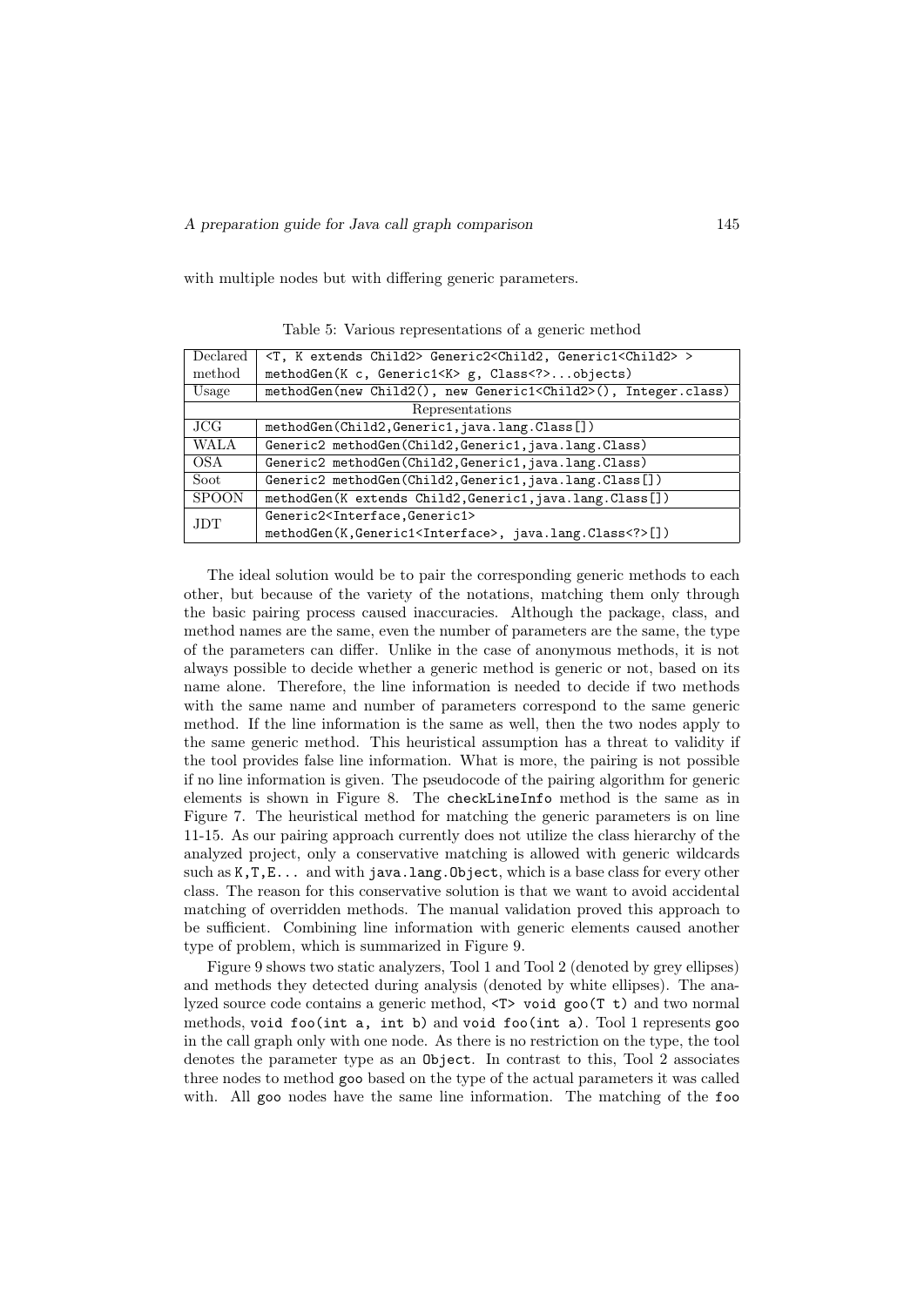with multiple nodes but with differing generic parameters.

Table 5: Various representations of a generic method

| Declared method | `<T, K extends Child2> Generic2<Child2, Generic1<Child2> > methodGen(K c, Generic1<K> g, Class<?>...objects)` |
|---|---|
| Usage | `methodGen(new Child2(), new Generic1<Child2>(), Integer.class)` |
| Representations | |
| JCG | `methodGen(Child2,Generic1,java.lang.Class[])` |
| WALA | `Generic2 methodGen(Child2,Generic1,java.lang.Class)` |
| OSA | `Generic2 methodGen(Child2,Generic1,java.lang.Class)` |
| Soot | `Generic2 methodGen(Child2,Generic1,java.lang.Class[])` |
| SPOON | `methodGen(K extends Child2,Generic1,java.lang.Class[])` |
| JDT | `Generic2<Interface,Generic1> methodGen(K,Generic1<Interface>, java.lang.Class<?>[])` |

The ideal solution would be to pair the corresponding generic methods to each other, but because of the variety of the notations, matching them only through the basic pairing process caused inaccuracies. Although the package, class, and method names are the same, even the number of parameters are the same, the type of the parameters can differ. Unlike in the case of anonymous methods, it is not always possible to decide whether a generic method is generic or not, based on its name alone. Therefore, the line information is needed to decide if two methods with the same name and number of parameters correspond to the same generic method. If the line information is the same as well, then the two nodes apply to the same generic method. This heuristical assumption has a threat to validity if the tool provides false line information. What is more, the pairing is not possible if no line information is given. The pseudocode of the pairing algorithm for generic elements is shown in Figure 8. The `checkLineInfo` method is the same as in Figure 7. The heuristical method for matching the generic parameters is on line 11-15. As our pairing approach currently does not utilize the class hierarchy of the analyzed project, only a conservative matching is allowed with generic wildcards such as `K,T,E...` and with `java.lang.Object`, which is a base class for every other class. The reason for this conservative solution is that we want to avoid accidental matching of overridden methods. The manual validation proved this approach to be sufficient. Combining line information with generic elements caused another type of problem, which is summarized in Figure 9.

Figure 9 shows two static analyzers, Tool 1 and Tool 2 (denoted by grey ellipses) and methods they detected during analysis (denoted by white ellipses). The analyzed source code contains a generic method, `<T> void goo(T t)` and two normal methods, `void foo(int a, int b)` and `void foo(int a)`. Tool 1 represents `goo` in the call graph only with one node. As there is no restriction on the type, the tool denotes the parameter type as an `Object`. In contrast to this, Tool 2 associates three nodes to method `goo` based on the type of the actual parameters it was called with. All `goo` nodes have the same line information. The matching of the `foo`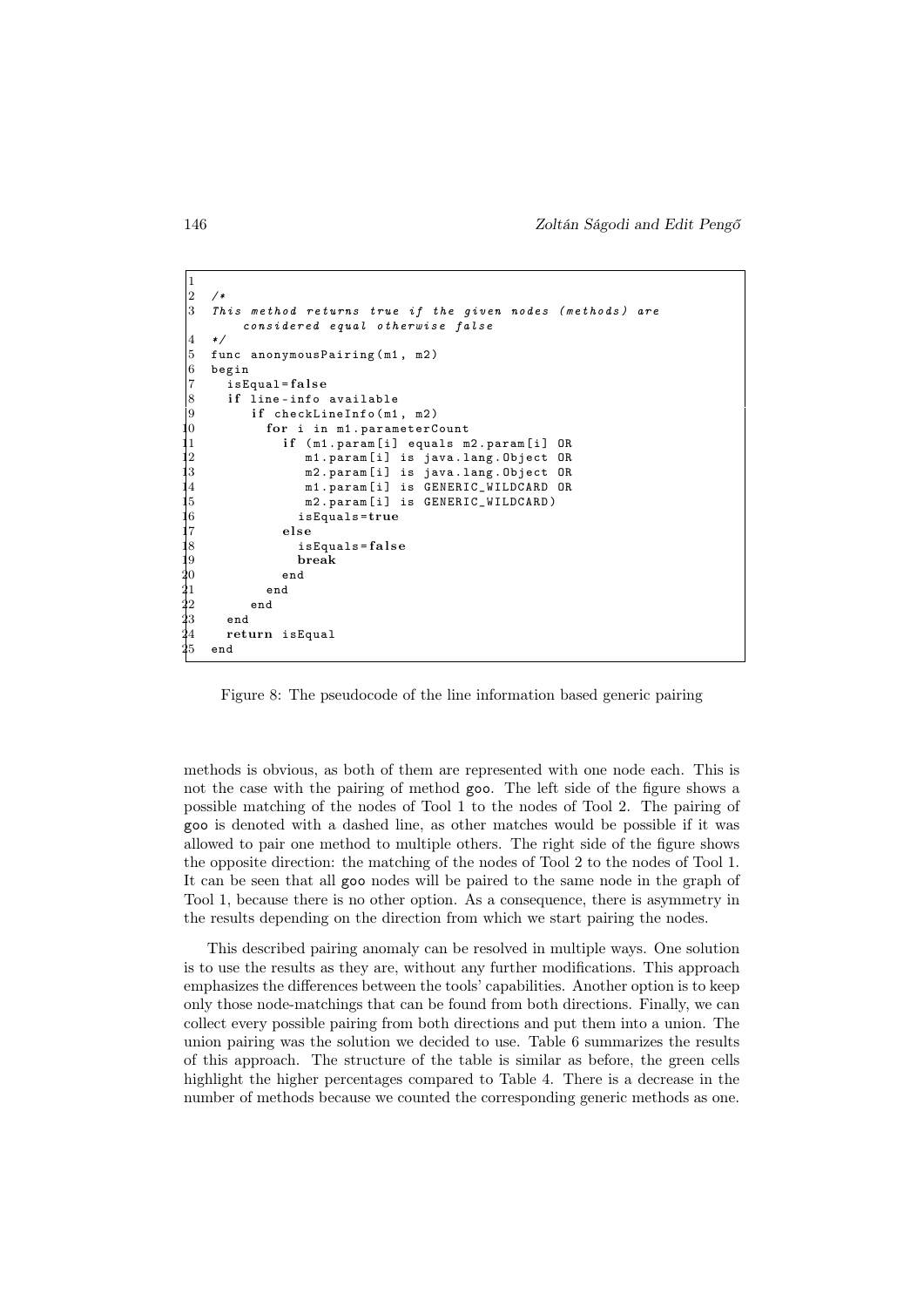```
1
2  /*
3  This method returns true if the given nodes (methods) are
       considered equal otherwise false
4  */
5  func anonymousPairing(m1, m2)
6  begin
7    isEqual=false
8    if line-info available
9      if checkLineInfo(m1, m2)
10       for i in m1.parameterCount
11         if (m1.param[i] equals m2.param[i] OR
12            m1.param[i] is java.lang.Object OR
13            m2.param[i] is java.lang.Object OR
14            m1.param[i] is GENERIC_WILDCARD OR
15            m2.param[i] is GENERIC_WILDCARD)
16           isEquals=true
17         else
18           isEquals=false
19           break
20         end
21       end
22     end
23   end
24   return isEqual
25 end
```

Figure 8: The pseudocode of the line information based generic pairing

methods is obvious, as both of them are represented with one node each. This is not the case with the pairing of method goo. The left side of the figure shows a possible matching of the nodes of Tool 1 to the nodes of Tool 2. The pairing of goo is denoted with a dashed line, as other matches would be possible if it was allowed to pair one method to multiple others. The right side of the figure shows the opposite direction: the matching of the nodes of Tool 2 to the nodes of Tool 1. It can be seen that all goo nodes will be paired to the same node in the graph of Tool 1, because there is no other option. As a consequence, there is asymmetry in the results depending on the direction from which we start pairing the nodes.

This described pairing anomaly can be resolved in multiple ways. One solution is to use the results as they are, without any further modifications. This approach emphasizes the differences between the tools' capabilities. Another option is to keep only those node-matchings that can be found from both directions. Finally, we can collect every possible pairing from both directions and put them into a union. The union pairing was the solution we decided to use. Table 6 summarizes the results of this approach. The structure of the table is similar as before, the green cells highlight the higher percentages compared to Table 4. There is a decrease in the number of methods because we counted the corresponding generic methods as one.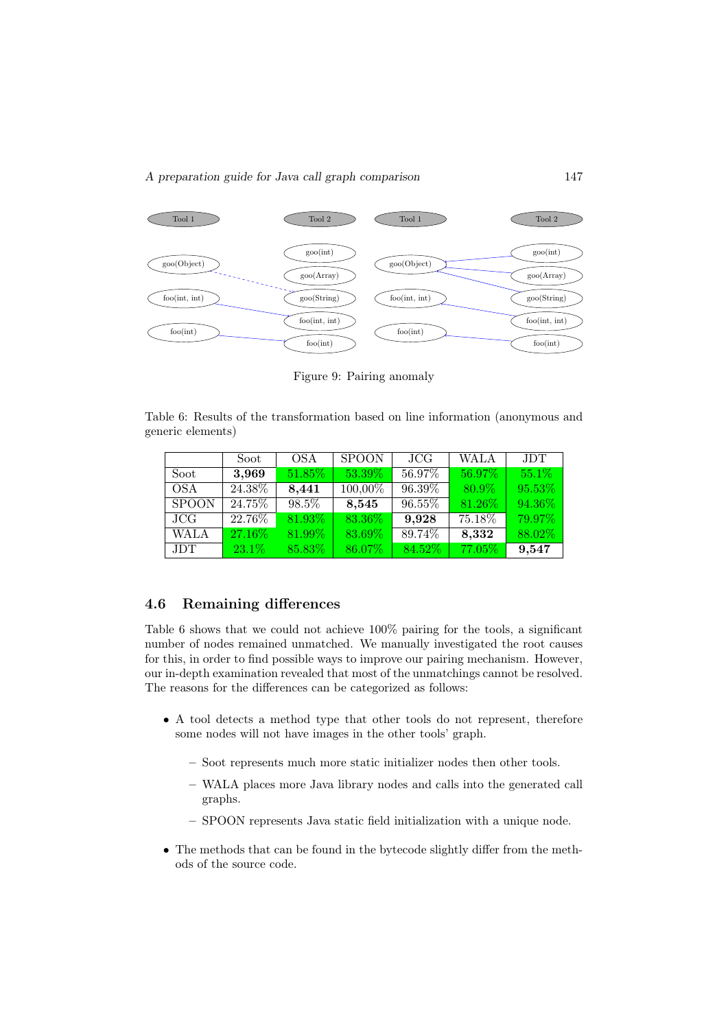Figure 9: Pairing anomaly

Table 6: Results of the transformation based on line information (anonymous and generic elements)

| | Soot | OSA | SPOON | JCG | WALA | JDT |
|---|---|---|---|---|---|---|
| Soot | **3,969** | 51.85% | 53.39% | 56.97% | 56.97% | 55.1% |
| OSA | 24.38% | **8,441** | 100,00% | 96.39% | 80.9% | 95.53% |
| SPOON | 24.75% | 98.5% | **8,545** | 96.55% | 81.26% | 94.36% |
| JCG | 22.76% | 81.93% | 83.36% | **9,928** | 75.18% | 79.97% |
| WALA | 27.16% | 81.99% | 83.69% | 89.74% | **8,332** | 88.02% |
| JDT | 23.1% | 85.83% | 86.07% | 84.52% | 77.05% | **9,547** |

### 4.6 Remaining differences

Table 6 shows that we could not achieve 100% pairing for the tools, a significant number of nodes remained unmatched. We manually investigated the root causes for this, in order to find possible ways to improve our pairing mechanism. However, our in-depth examination revealed that most of the unmatchings cannot be resolved. The reasons for the differences can be categorized as follows:

- A tool detects a method type that other tools do not represent, therefore some nodes will not have images in the other tools' graph.
  - Soot represents much more static initializer nodes then other tools.
  - WALA places more Java library nodes and calls into the generated call graphs.
  - SPOON represents Java static field initialization with a unique node.
- The methods that can be found in the bytecode slightly differ from the methods of the source code.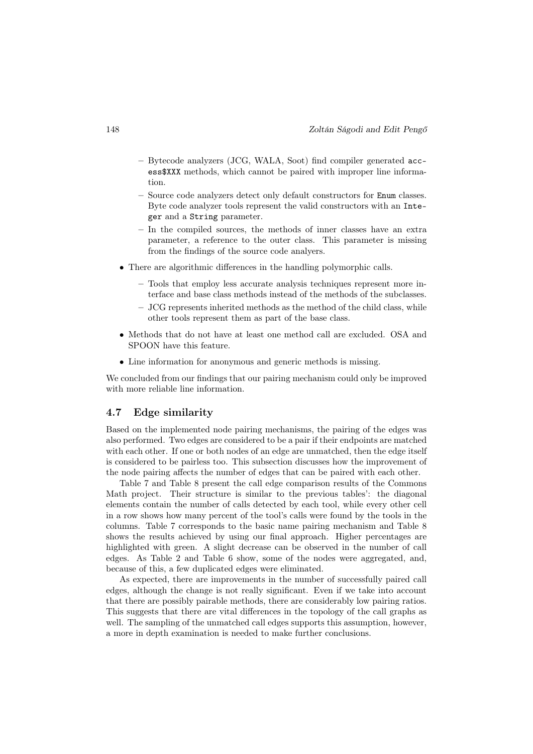- Bytecode analyzers (JCG, WALA, Soot) find compiler generated `access$XXX` methods, which cannot be paired with improper line information.
  - Source code analyzers detect only default constructors for `Enum` classes. Byte code analyzer tools represent the valid constructors with an `Integer` and a `String` parameter.
  - In the compiled sources, the methods of inner classes have an extra parameter, a reference to the outer class. This parameter is missing from the findings of the source code analyers.

- There are algorithmic differences in the handling polymorphic calls.
  - Tools that employ less accurate analysis techniques represent more interface and base class methods instead of the methods of the subclasses.
  - JCG represents inherited methods as the method of the child class, while other tools represent them as part of the base class.
- Methods that do not have at least one method call are excluded. OSA and SPOON have this feature.
- Line information for anonymous and generic methods is missing.

We concluded from our findings that our pairing mechanism could only be improved with more reliable line information.

### 4.7 Edge similarity

Based on the implemented node pairing mechanisms, the pairing of the edges was also performed. Two edges are considered to be a pair if their endpoints are matched with each other. If one or both nodes of an edge are unmatched, then the edge itself is considered to be pairless too. This subsection discusses how the improvement of the node pairing affects the number of edges that can be paired with each other.

Table 7 and Table 8 present the call edge comparison results of the Commons Math project. Their structure is similar to the previous tables': the diagonal elements contain the number of calls detected by each tool, while every other cell in a row shows how many percent of the tool's calls were found by the tools in the columns. Table 7 corresponds to the basic name pairing mechanism and Table 8 shows the results achieved by using our final approach. Higher percentages are highlighted with green. A slight decrease can be observed in the number of call edges. As Table 2 and Table 6 show, some of the nodes were aggregated, and, because of this, a few duplicated edges were eliminated.

As expected, there are improvements in the number of successfully paired call edges, although the change is not really significant. Even if we take into account that there are possibly pairable methods, there are considerably low pairing ratios. This suggests that there are vital differences in the topology of the call graphs as well. The sampling of the unmatched call edges supports this assumption, however, a more in depth examination is needed to make further conclusions.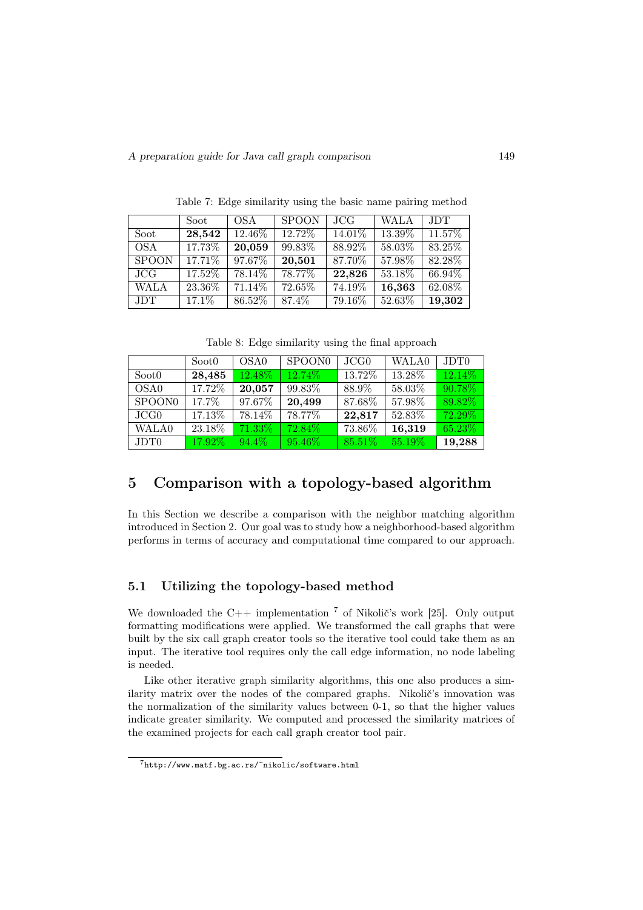Table 7: Edge similarity using the basic name pairing method

| | Soot | OSA | SPOON | JCG | WALA | JDT |
|---|---|---|---|---|---|---|
| Soot | **28,542** | 12.46% | 12.72% | 14.01% | 13.39% | 11.57% |
| OSA | 17.73% | **20,059** | 99.83% | 88.92% | 58.03% | 83.25% |
| SPOON | 17.71% | 97.67% | **20,501** | 87.70% | 57.98% | 82.28% |
| JCG | 17.52% | 78.14% | 78.77% | **22,826** | 53.18% | 66.94% |
| WALA | 23.36% | 71.14% | 72.65% | 74.19% | **16,363** | 62.08% |
| JDT | 17.1% | 86.52% | 87.4% | 79.16% | 52.63% | **19,302** |

Table 8: Edge similarity using the final approach

| | Soot0 | OSA0 | SPOON0 | JCG0 | WALA0 | JDT0 |
|---|---|---|---|---|---|---|
| Soot0 | **28,485** | 12.48% | 12.74% | 13.72% | 13.28% | 12.14% |
| OSA0 | 17.72% | **20,057** | 99.83% | 88.9% | 58.03% | 90.78% |
| SPOON0 | 17.7% | 97.67% | **20,499** | 87.68% | 57.98% | 89.82% |
| JCG0 | 17.13% | 78.14% | 78.77% | **22,817** | 52.83% | 72.29% |
| WALA0 | 23.18% | 71.33% | 72.84% | 73.86% | **16,319** | 65.23% |
| JDT0 | 17.92% | 94.4% | 95.46% | 85.51% | 55.19% | **19,288** |

## 5 Comparison with a topology-based algorithm

In this Section we describe a comparison with the neighbor matching algorithm introduced in Section 2. Our goal was to study how a neighborhood-based algorithm performs in terms of accuracy and computational time compared to our approach.

### 5.1 Utilizing the topology-based method

We downloaded the C++ implementation [7] of Nikolič's work [25]. Only output formatting modifications were applied. We transformed the call graphs that were built by the six call graph creator tools so the iterative tool could take them as an input. The iterative tool requires only the call edge information, no node labeling is needed.

Like other iterative graph similarity algorithms, this one also produces a similarity matrix over the nodes of the compared graphs. Nikolič's innovation was the normalization of the similarity values between 0-1, so that the higher values indicate greater similarity. We computed and processed the similarity matrices of the examined projects for each call graph creator tool pair.

[7] http://www.matf.bg.ac.rs/~nikolic/software.html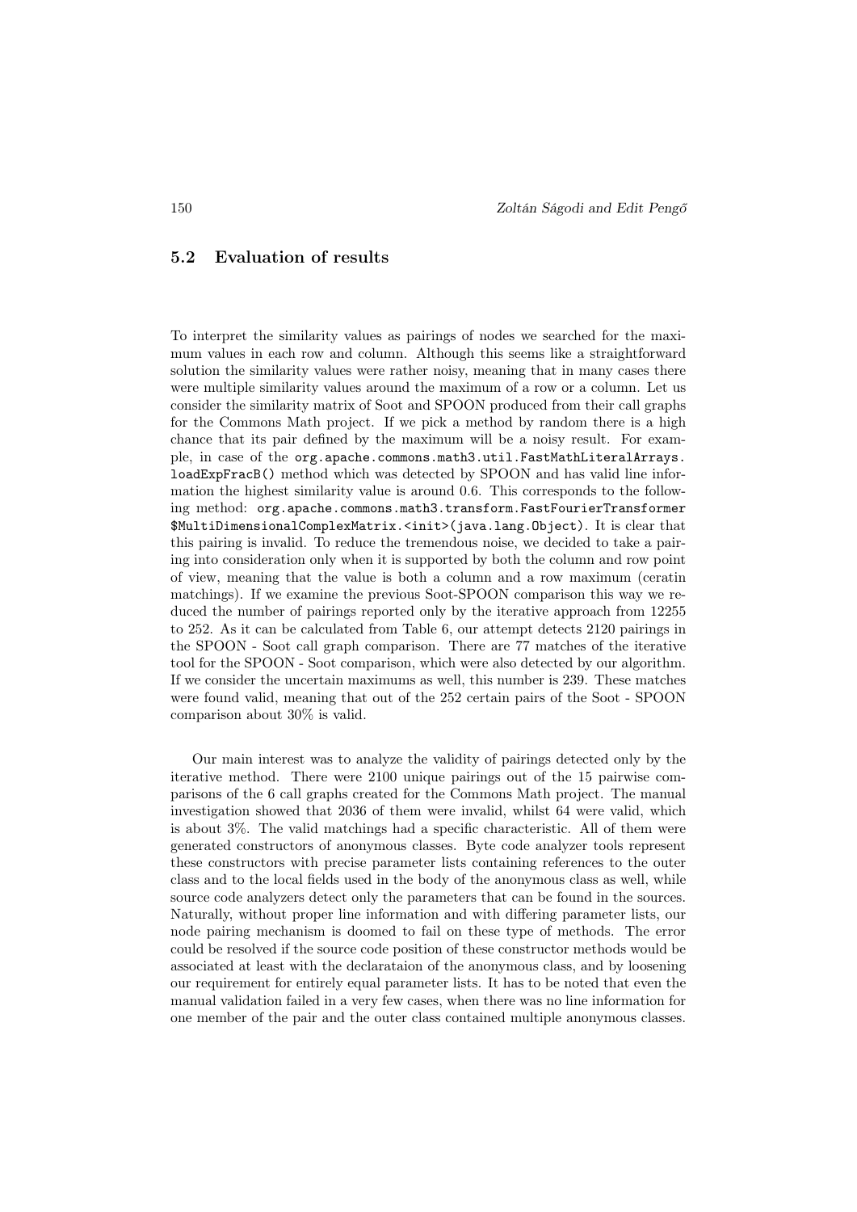## 5.2 Evaluation of results

To interpret the similarity values as pairings of nodes we searched for the maximum values in each row and column. Although this seems like a straightforward solution the similarity values were rather noisy, meaning that in many cases there were multiple similarity values around the maximum of a row or a column. Let us consider the similarity matrix of Soot and SPOON produced from their call graphs for the Commons Math project. If we pick a method by random there is a high chance that its pair defined by the maximum will be a noisy result. For example, in case of the `org.apache.commons.math3.util.FastMathLiteralArrays.loadExpFracB()` method which was detected by SPOON and has valid line information the highest similarity value is around 0.6. This corresponds to the following method: `org.apache.commons.math3.transform.FastFourierTransformer$MultiDimensionalComplexMatrix.<init>(java.lang.Object)`. It is clear that this pairing is invalid. To reduce the tremendous noise, we decided to take a pairing into consideration only when it is supported by both the column and row point of view, meaning that the value is both a column and a row maximum (ceratin matchings). If we examine the previous Soot-SPOON comparison this way we reduced the number of pairings reported only by the iterative approach from 12255 to 252. As it can be calculated from Table 6, our attempt detects 2120 pairings in the SPOON - Soot call graph comparison. There are 77 matches of the iterative tool for the SPOON - Soot comparison, which were also detected by our algorithm. If we consider the uncertain maximums as well, this number is 239. These matches were found valid, meaning that out of the 252 certain pairs of the Soot - SPOON comparison about 30% is valid.

Our main interest was to analyze the validity of pairings detected only by the iterative method. There were 2100 unique pairings out of the 15 pairwise comparisons of the 6 call graphs created for the Commons Math project. The manual investigation showed that 2036 of them were invalid, whilst 64 were valid, which is about 3%. The valid matchings had a specific characteristic. All of them were generated constructors of anonymous classes. Byte code analyzer tools represent these constructors with precise parameter lists containing references to the outer class and to the local fields used in the body of the anonymous class as well, while source code analyzers detect only the parameters that can be found in the sources. Naturally, without proper line information and with differing parameter lists, our node pairing mechanism is doomed to fail on these type of methods. The error could be resolved if the source code position of these constructor methods would be associated at least with the declarataion of the anonymous class, and by loosening our requirement for entirely equal parameter lists. It has to be noted that even the manual validation failed in a very few cases, when there was no line information for one member of the pair and the outer class contained multiple anonymous classes.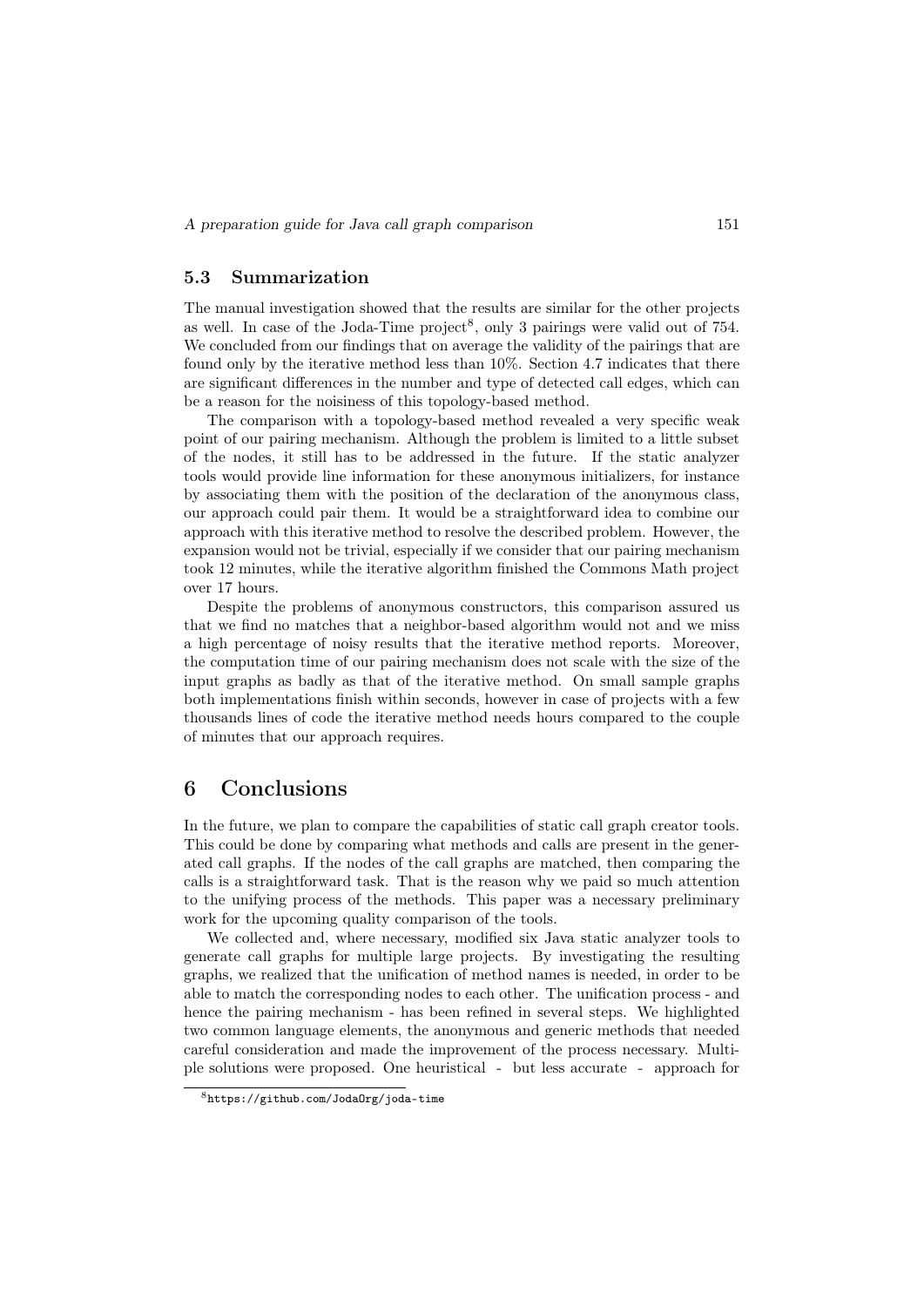### 5.3 Summarization

The manual investigation showed that the results are similar for the other projects as well. In case of the Joda-Time project[8], only 3 pairings were valid out of 754. We concluded from our findings that on average the validity of the pairings that are found only by the iterative method less than 10%. Section 4.7 indicates that there are significant differences in the number and type of detected call edges, which can be a reason for the noisiness of this topology-based method.

The comparison with a topology-based method revealed a very specific weak point of our pairing mechanism. Although the problem is limited to a little subset of the nodes, it still has to be addressed in the future. If the static analyzer tools would provide line information for these anonymous initializers, for instance by associating them with the position of the declaration of the anonymous class, our approach could pair them. It would be a straightforward idea to combine our approach with this iterative method to resolve the described problem. However, the expansion would not be trivial, especially if we consider that our pairing mechanism took 12 minutes, while the iterative algorithm finished the Commons Math project over 17 hours.

Despite the problems of anonymous constructors, this comparison assured us that we find no matches that a neighbor-based algorithm would not and we miss a high percentage of noisy results that the iterative method reports. Moreover, the computation time of our pairing mechanism does not scale with the size of the input graphs as badly as that of the iterative method. On small sample graphs both implementations finish within seconds, however in case of projects with a few thousands lines of code the iterative method needs hours compared to the couple of minutes that our approach requires.

## 6 Conclusions

In the future, we plan to compare the capabilities of static call graph creator tools. This could be done by comparing what methods and calls are present in the generated call graphs. If the nodes of the call graphs are matched, then comparing the calls is a straightforward task. That is the reason why we paid so much attention to the unifying process of the methods. This paper was a necessary preliminary work for the upcoming quality comparison of the tools.

We collected and, where necessary, modified six Java static analyzer tools to generate call graphs for multiple large projects. By investigating the resulting graphs, we realized that the unification of method names is needed, in order to be able to match the corresponding nodes to each other. The unification process - and hence the pairing mechanism - has been refined in several steps. We highlighted two common language elements, the anonymous and generic methods that needed careful consideration and made the improvement of the process necessary. Multiple solutions were proposed. One heuristical - but less accurate - approach for

[8] https://github.com/JodaOrg/joda-time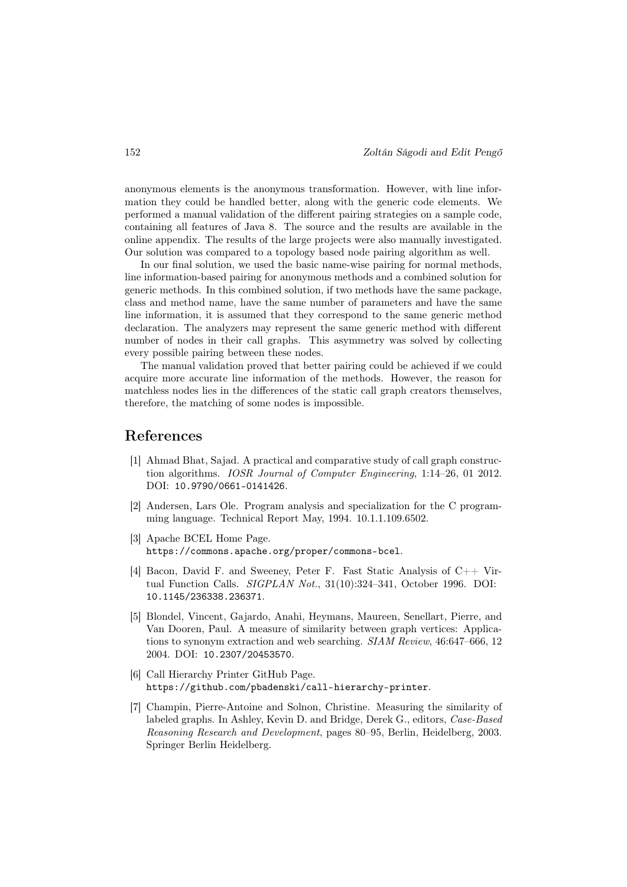anonymous elements is the anonymous transformation. However, with line information they could be handled better, along with the generic code elements. We performed a manual validation of the different pairing strategies on a sample code, containing all features of Java 8. The source and the results are available in the online appendix. The results of the large projects were also manually investigated. Our solution was compared to a topology based node pairing algorithm as well.

In our final solution, we used the basic name-wise pairing for normal methods, line information-based pairing for anonymous methods and a combined solution for generic methods. In this combined solution, if two methods have the same package, class and method name, have the same number of parameters and have the same line information, it is assumed that they correspond to the same generic method declaration. The analyzers may represent the same generic method with different number of nodes in their call graphs. This asymmetry was solved by collecting every possible pairing between these nodes.

The manual validation proved that better pairing could be achieved if we could acquire more accurate line information of the methods. However, the reason for matchless nodes lies in the differences of the static call graph creators themselves, therefore, the matching of some nodes is impossible.

## References

[1] Ahmad Bhat, Sajad. A practical and comparative study of call graph construction algorithms. *IOSR Journal of Computer Engineering*, 1:14–26, 01 2012. DOI: `10.9790/0661-0141426`.

[2] Andersen, Lars Ole. Program analysis and specialization for the C programming language. Technical Report May, 1994. 10.1.1.109.6502.

[3] Apache BCEL Home Page. `https://commons.apache.org/proper/commons-bcel`.

[4] Bacon, David F. and Sweeney, Peter F. Fast Static Analysis of C++ Virtual Function Calls. *SIGPLAN Not.*, 31(10):324–341, October 1996. DOI: `10.1145/236338.236371`.

[5] Blondel, Vincent, Gajardo, Anahi, Heymans, Maureen, Senellart, Pierre, and Van Dooren, Paul. A measure of similarity between graph vertices: Applications to synonym extraction and web searching. *SIAM Review*, 46:647–666, 12 2004. DOI: `10.2307/20453570`.

[6] Call Hierarchy Printer GitHub Page. `https://github.com/pbadenski/call-hierarchy-printer`.

[7] Champin, Pierre-Antoine and Solnon, Christine. Measuring the similarity of labeled graphs. In Ashley, Kevin D. and Bridge, Derek G., editors, *Case-Based Reasoning Research and Development*, pages 80–95, Berlin, Heidelberg, 2003. Springer Berlin Heidelberg.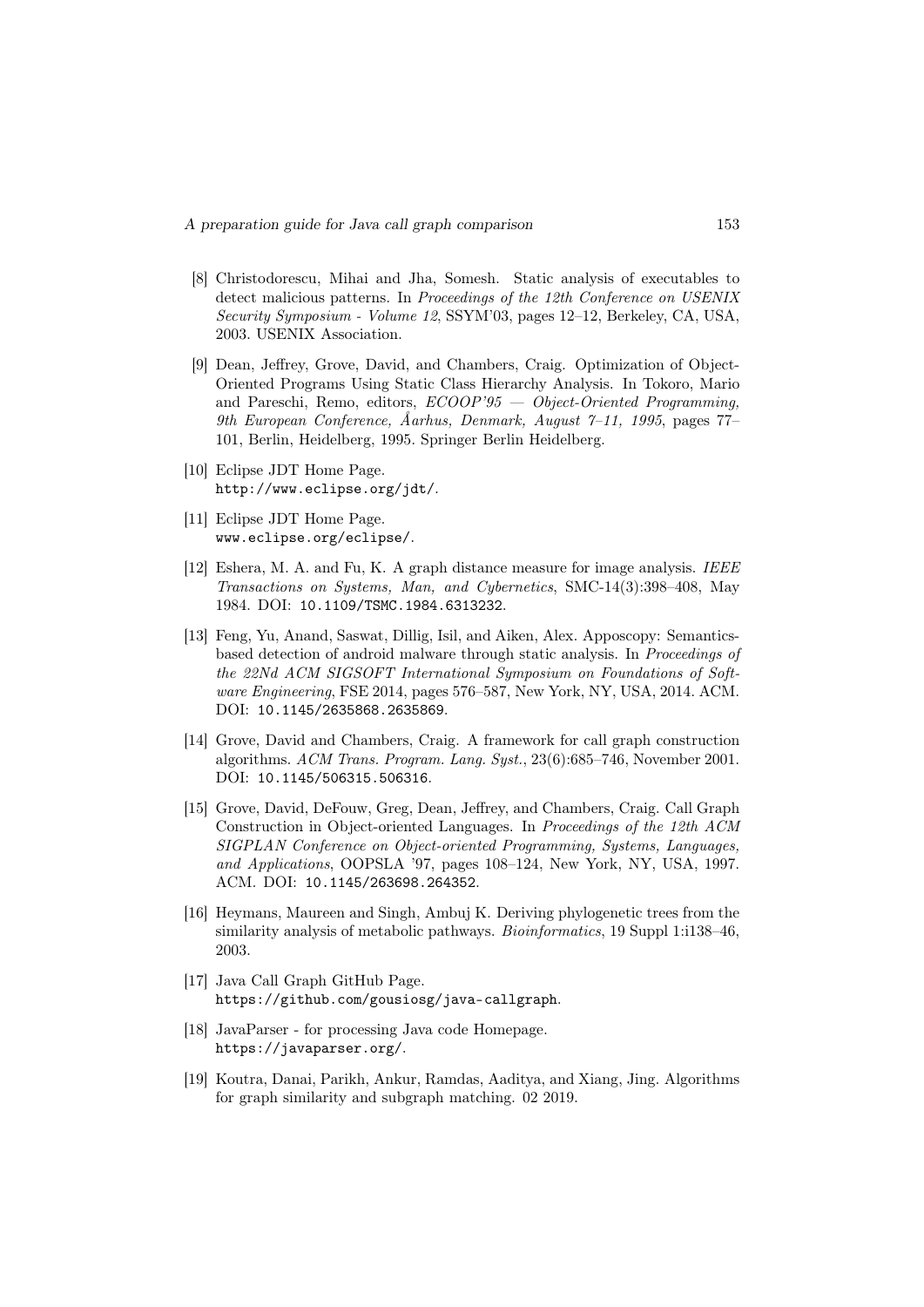[8] Christodorescu, Mihai and Jha, Somesh. Static analysis of executables to detect malicious patterns. In *Proceedings of the 12th Conference on USENIX Security Symposium - Volume 12*, SSYM'03, pages 12–12, Berkeley, CA, USA, 2003. USENIX Association.

[9] Dean, Jeffrey, Grove, David, and Chambers, Craig. Optimization of Object-Oriented Programs Using Static Class Hierarchy Analysis. In Tokoro, Mario and Pareschi, Remo, editors, *ECOOP'95 — Object-Oriented Programming, 9th European Conference, Åarhus, Denmark, August 7–11, 1995*, pages 77–101, Berlin, Heidelberg, 1995. Springer Berlin Heidelberg.

[10] Eclipse JDT Home Page.
`http://www.eclipse.org/jdt/`.

[11] Eclipse JDT Home Page.
`www.eclipse.org/eclipse/`.

[12] Eshera, M. A. and Fu, K. A graph distance measure for image analysis. *IEEE Transactions on Systems, Man, and Cybernetics*, SMC-14(3):398–408, May 1984. DOI: `10.1109/TSMC.1984.6313232`.

[13] Feng, Yu, Anand, Saswat, Dillig, Isil, and Aiken, Alex. Apposcopy: Semantics-based detection of android malware through static analysis. In *Proceedings of the 22Nd ACM SIGSOFT International Symposium on Foundations of Software Engineering*, FSE 2014, pages 576–587, New York, NY, USA, 2014. ACM. DOI: `10.1145/2635868.2635869`.

[14] Grove, David and Chambers, Craig. A framework for call graph construction algorithms. *ACM Trans. Program. Lang. Syst.*, 23(6):685–746, November 2001. DOI: `10.1145/506315.506316`.

[15] Grove, David, DeFouw, Greg, Dean, Jeffrey, and Chambers, Craig. Call Graph Construction in Object-oriented Languages. In *Proceedings of the 12th ACM SIGPLAN Conference on Object-oriented Programming, Systems, Languages, and Applications*, OOPSLA '97, pages 108–124, New York, NY, USA, 1997. ACM. DOI: `10.1145/263698.264352`.

[16] Heymans, Maureen and Singh, Ambuj K. Deriving phylogenetic trees from the similarity analysis of metabolic pathways. *Bioinformatics*, 19 Suppl 1:i138–46, 2003.

[17] Java Call Graph GitHub Page.
`https://github.com/gousiosg/java-callgraph`.

[18] JavaParser - for processing Java code Homepage.
`https://javaparser.org/`.

[19] Koutra, Danai, Parikh, Ankur, Ramdas, Aaditya, and Xiang, Jing. Algorithms for graph similarity and subgraph matching. 02 2019.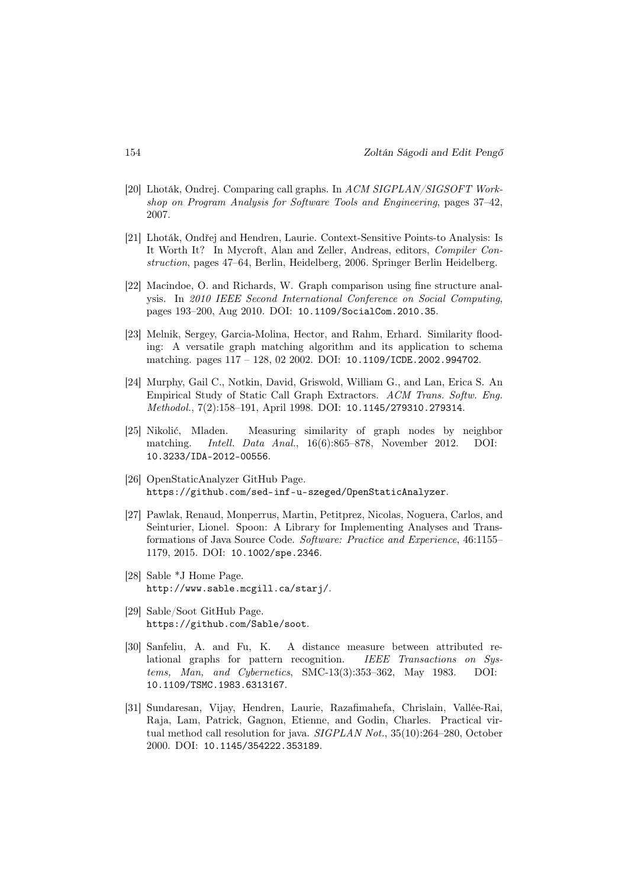[20] Lhoták, Ondrej. Comparing call graphs. In *ACM SIGPLAN/SIGSOFT Workshop on Program Analysis for Software Tools and Engineering*, pages 37–42, 2007.

[21] Lhoták, Ondřej and Hendren, Laurie. Context-Sensitive Points-to Analysis: Is It Worth It? In Mycroft, Alan and Zeller, Andreas, editors, *Compiler Construction*, pages 47–64, Berlin, Heidelberg, 2006. Springer Berlin Heidelberg.

[22] Macindoe, O. and Richards, W. Graph comparison using fine structure analysis. In *2010 IEEE Second International Conference on Social Computing*, pages 193–200, Aug 2010. DOI: `10.1109/SocialCom.2010.35`.

[23] Melnik, Sergey, Garcia-Molina, Hector, and Rahm, Erhard. Similarity flooding: A versatile graph matching algorithm and its application to schema matching. pages 117 – 128, 02 2002. DOI: `10.1109/ICDE.2002.994702`.

[24] Murphy, Gail C., Notkin, David, Griswold, William G., and Lan, Erica S. An Empirical Study of Static Call Graph Extractors. *ACM Trans. Softw. Eng. Methodol.*, 7(2):158–191, April 1998. DOI: `10.1145/279310.279314`.

[25] Nikolić, Mladen. Measuring similarity of graph nodes by neighbor matching. *Intell. Data Anal.*, 16(6):865–878, November 2012. DOI: `10.3233/IDA-2012-00556`.

[26] OpenStaticAnalyzer GitHub Page. `https://github.com/sed-inf-u-szeged/OpenStaticAnalyzer`.

[27] Pawlak, Renaud, Monperrus, Martin, Petitprez, Nicolas, Noguera, Carlos, and Seinturier, Lionel. Spoon: A Library for Implementing Analyses and Transformations of Java Source Code. *Software: Practice and Experience*, 46:1155–1179, 2015. DOI: `10.1002/spe.2346`.

[28] Sable *J Home Page. `http://www.sable.mcgill.ca/starj/`.

[29] Sable/Soot GitHub Page. `https://github.com/Sable/soot`.

[30] Sanfeliu, A. and Fu, K. A distance measure between attributed relational graphs for pattern recognition. *IEEE Transactions on Systems, Man, and Cybernetics*, SMC-13(3):353–362, May 1983. DOI: `10.1109/TSMC.1983.6313167`.

[31] Sundaresan, Vijay, Hendren, Laurie, Razafimahefa, Chrislain, Vallée-Rai, Raja, Lam, Patrick, Gagnon, Etienne, and Godin, Charles. Practical virtual method call resolution for java. *SIGPLAN Not.*, 35(10):264–280, October 2000. DOI: `10.1145/354222.353189`.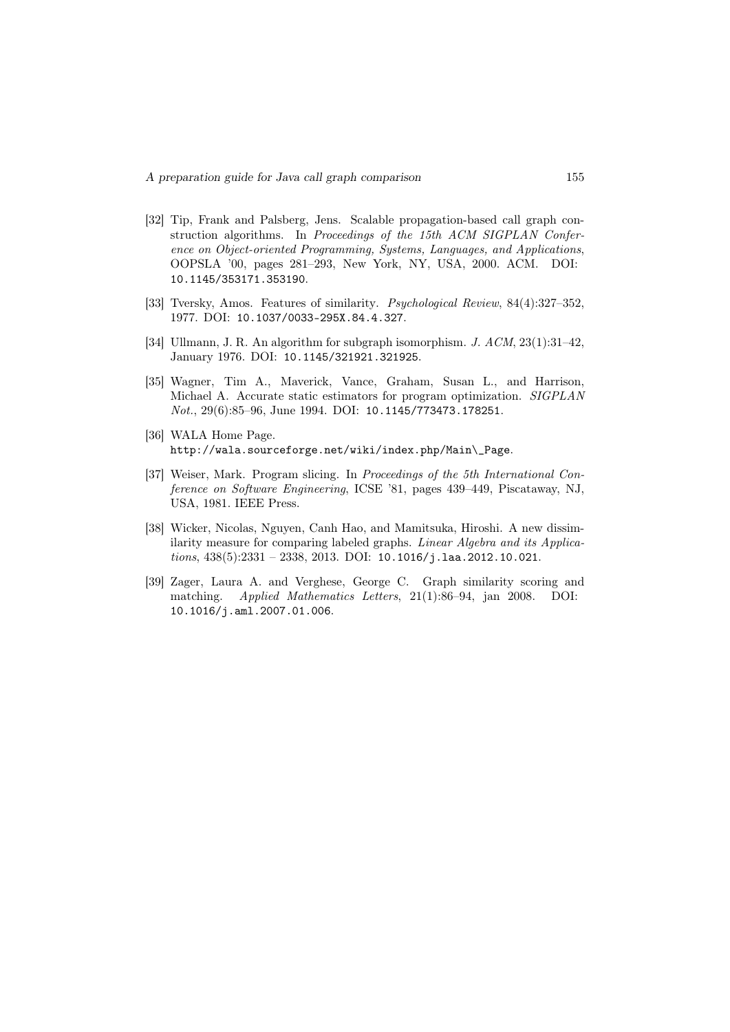[32] Tip, Frank and Palsberg, Jens. Scalable propagation-based call graph construction algorithms. In *Proceedings of the 15th ACM SIGPLAN Conference on Object-oriented Programming, Systems, Languages, and Applications*, OOPSLA '00, pages 281–293, New York, NY, USA, 2000. ACM. DOI: `10.1145/353171.353190`.

[33] Tversky, Amos. Features of similarity. *Psychological Review*, 84(4):327–352, 1977. DOI: `10.1037/0033-295X.84.4.327`.

[34] Ullmann, J. R. An algorithm for subgraph isomorphism. *J. ACM*, 23(1):31–42, January 1976. DOI: `10.1145/321921.321925`.

[35] Wagner, Tim A., Maverick, Vance, Graham, Susan L., and Harrison, Michael A. Accurate static estimators for program optimization. *SIGPLAN Not.*, 29(6):85–96, June 1994. DOI: `10.1145/773473.178251`.

[36] WALA Home Page. `http://wala.sourceforge.net/wiki/index.php/Main\_Page`.

[37] Weiser, Mark. Program slicing. In *Proceedings of the 5th International Conference on Software Engineering*, ICSE '81, pages 439–449, Piscataway, NJ, USA, 1981. IEEE Press.

[38] Wicker, Nicolas, Nguyen, Canh Hao, and Mamitsuka, Hiroshi. A new dissimilarity measure for comparing labeled graphs. *Linear Algebra and its Applications*, 438(5):2331 – 2338, 2013. DOI: `10.1016/j.laa.2012.10.021`.

[39] Zager, Laura A. and Verghese, George C. Graph similarity scoring and matching. *Applied Mathematics Letters*, 21(1):86–94, jan 2008. DOI: `10.1016/j.aml.2007.01.006`.